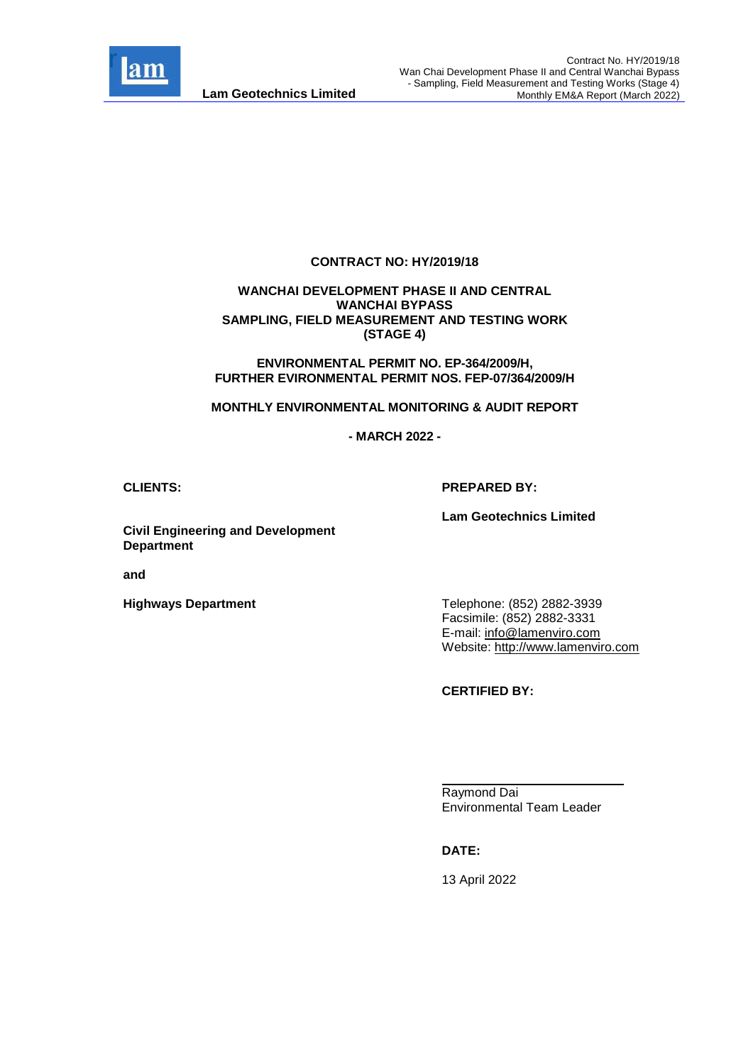**CONTRACT NO: HY/2019/18**

**WANCHAI DEVELOPMENT PHASE II AND CENTRAL WANCHAI BYPASS**
**SAMPLING, FIELD MEASUREMENT AND TESTING WORK (STAGE 4)**

**ENVIRONMENTAL PERMIT NO. EP-364/2009/H,**
**FURTHER EVIRONMENTAL PERMIT NOS. FEP-07/364/2009/H**

**MONTHLY ENVIRONMENTAL MONITORING & AUDIT REPORT**

**- MARCH 2022 -**

**CLIENTS:**

**Civil Engineering and Development Department**

**and**

**Highways Department**

**PREPARED BY:**

**Lam Geotechnics Limited**

Telephone: (852) 2882-3939
Facsimile: (852) 2882-3331
E-mail: info@lamenviro.com
Website: http://www.lamenviro.com

**CERTIFIED BY:**

Raymond Dai
Environmental Team Leader

**DATE:**

13 April 2022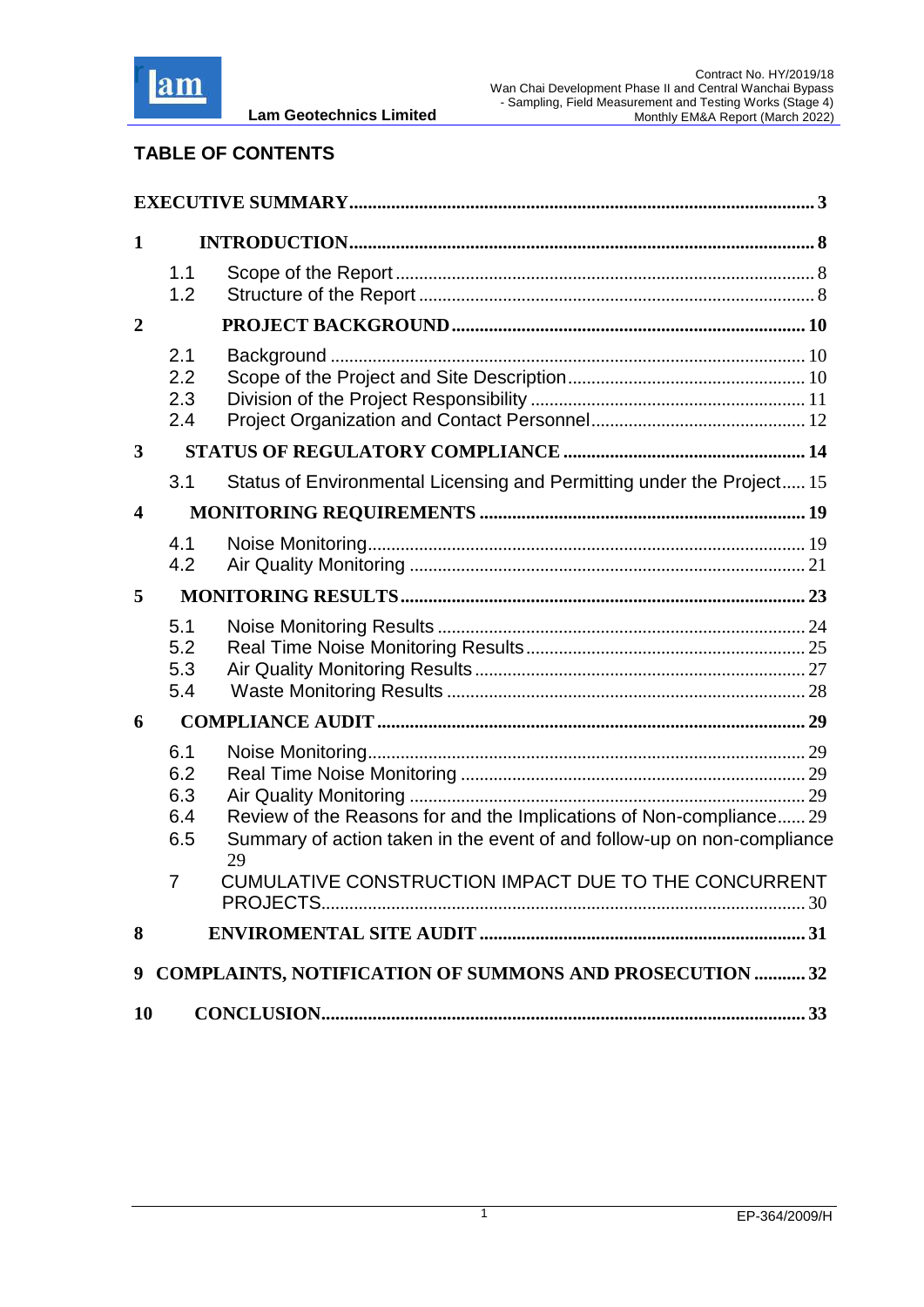## TABLE OF CONTENTS

EXECUTIVE SUMMARY ..... 3

1 INTRODUCTION ..... 8

- 1.1 Scope of the Report ..... 8
- 1.2 Structure of the Report ..... 8

2 PROJECT BACKGROUND ..... 10

- 2.1 Background ..... 10
- 2.2 Scope of the Project and Site Description ..... 10
- 2.3 Division of the Project Responsibility ..... 11
- 2.4 Project Organization and Contact Personnel ..... 12

3 STATUS OF REGULATORY COMPLIANCE ..... 14

- 3.1 Status of Environmental Licensing and Permitting under the Project ..... 15

4 MONITORING REQUIREMENTS ..... 19

- 4.1 Noise Monitoring ..... 19
- 4.2 Air Quality Monitoring ..... 21

5 MONITORING RESULTS ..... 23

- 5.1 Noise Monitoring Results ..... 24
- 5.2 Real Time Noise Monitoring Results ..... 25
- 5.3 Air Quality Monitoring Results ..... 27
- 5.4 Waste Monitoring Results ..... 28

6 COMPLIANCE AUDIT ..... 29

- 6.1 Noise Monitoring ..... 29
- 6.2 Real Time Noise Monitoring ..... 29
- 6.3 Air Quality Monitoring ..... 29
- 6.4 Review of the Reasons for and the Implications of Non-compliance ..... 29
- 6.5 Summary of action taken in the event of and follow-up on non-compliance ..... 29

7 CUMULATIVE CONSTRUCTION IMPACT DUE TO THE CONCURRENT PROJECTS ..... 30

8 ENVIROMENTAL SITE AUDIT ..... 31

9 COMPLAINTS, NOTIFICATION OF SUMMONS AND PROSECUTION ..... 32

10 CONCLUSION ..... 33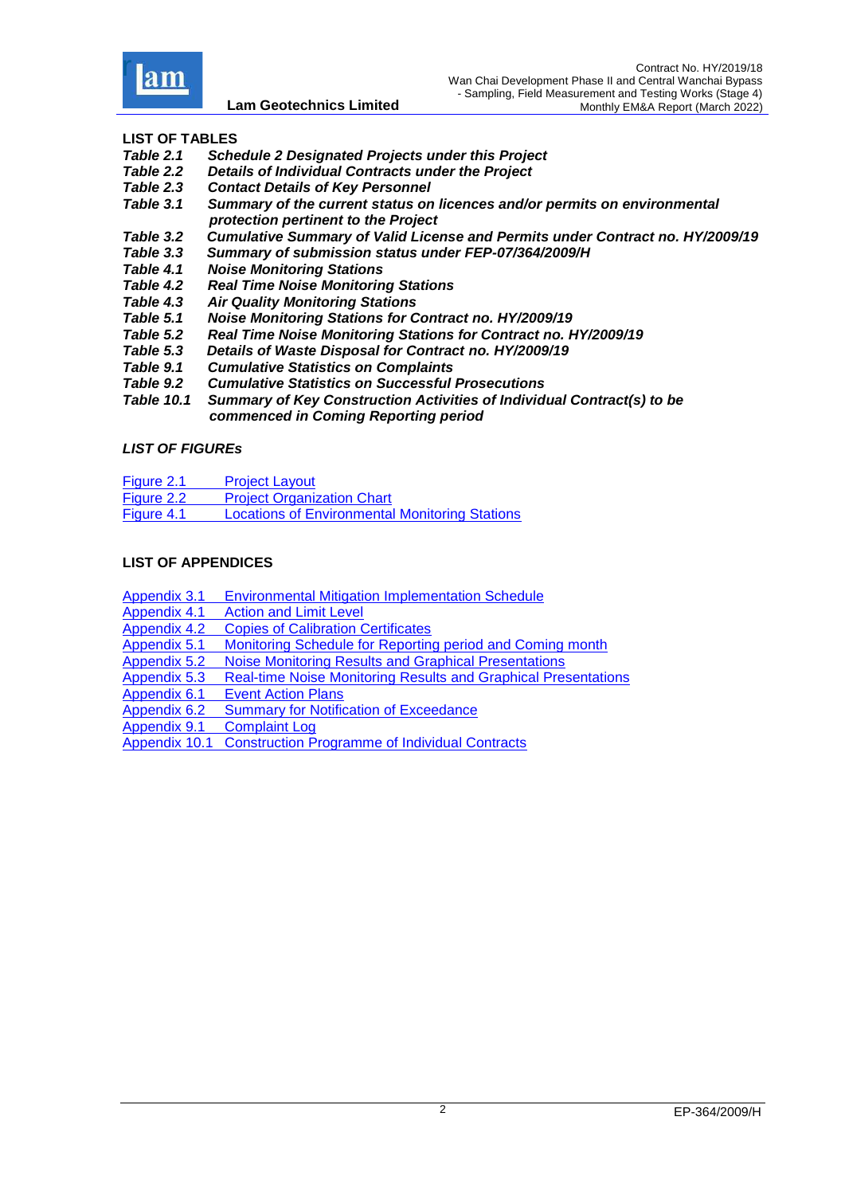## LIST OF TABLES

*Table 2.1* **Schedule 2 Designated Projects under this Project**
*Table 2.2* **Details of Individual Contracts under the Project**
*Table 2.3* **Contact Details of Key Personnel**
*Table 3.1* **Summary of the current status on licences and/or permits on environmental protection pertinent to the Project**
*Table 3.2* **Cumulative Summary of Valid License and Permits under Contract no. HY/2009/19**
*Table 3.3* **Summary of submission status under FEP-07/364/2009/H**
*Table 4.1* **Noise Monitoring Stations**
*Table 4.2* **Real Time Noise Monitoring Stations**
*Table 4.3* **Air Quality Monitoring Stations**
*Table 5.1* **Noise Monitoring Stations for Contract no. HY/2009/19**
*Table 5.2* **Real Time Noise Monitoring Stations for Contract no. HY/2009/19**
*Table 5.3* **Details of Waste Disposal for Contract no. HY/2009/19**
*Table 9.1* **Cumulative Statistics on Complaints**
*Table 9.2* **Cumulative Statistics on Successful Prosecutions**
*Table 10.1* **Summary of Key Construction Activities of Individual Contract(s) to be commenced in Coming Reporting period**

## *LIST OF FIGUREs*

Figure 2.1 Project Layout
Figure 2.2 Project Organization Chart
Figure 4.1 Locations of Environmental Monitoring Stations

## LIST OF APPENDICES

Appendix 3.1 Environmental Mitigation Implementation Schedule
Appendix 4.1 Action and Limit Level
Appendix 4.2 Copies of Calibration Certificates
Appendix 5.1 Monitoring Schedule for Reporting period and Coming month
Appendix 5.2 Noise Monitoring Results and Graphical Presentations
Appendix 5.3 Real-time Noise Monitoring Results and Graphical Presentations
Appendix 6.1 Event Action Plans
Appendix 6.2 Summary for Notification of Exceedance
Appendix 9.1 Complaint Log
Appendix 10.1 Construction Programme of Individual Contracts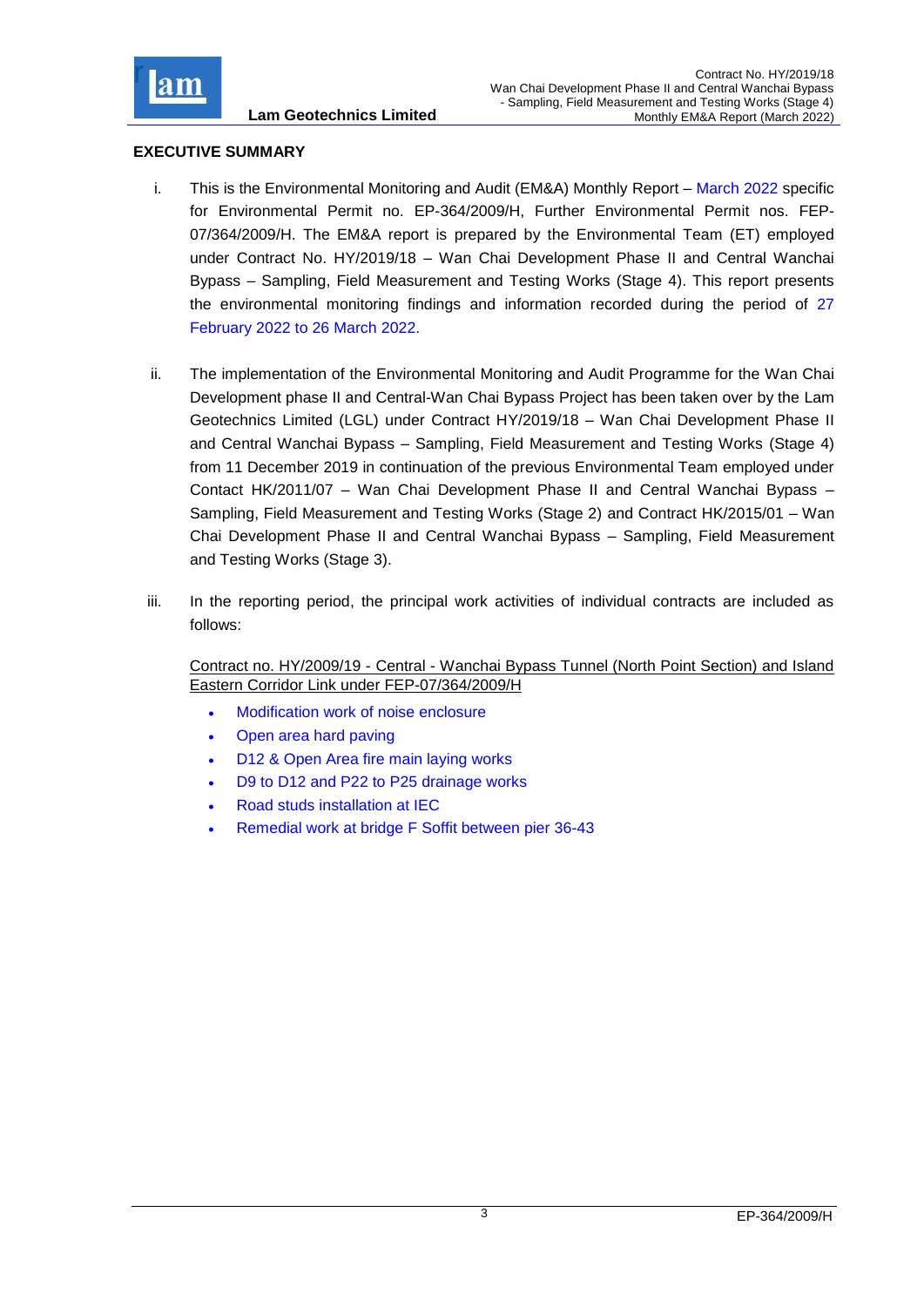## EXECUTIVE SUMMARY

i. This is the Environmental Monitoring and Audit (EM&A) Monthly Report – March 2022 specific for Environmental Permit no. EP-364/2009/H, Further Environmental Permit nos. FEP-07/364/2009/H. The EM&A report is prepared by the Environmental Team (ET) employed under Contract No. HY/2019/18 – Wan Chai Development Phase II and Central Wanchai Bypass – Sampling, Field Measurement and Testing Works (Stage 4). This report presents the environmental monitoring findings and information recorded during the period of 27 February 2022 to 26 March 2022.

ii. The implementation of the Environmental Monitoring and Audit Programme for the Wan Chai Development phase II and Central-Wan Chai Bypass Project has been taken over by the Lam Geotechnics Limited (LGL) under Contract HY/2019/18 – Wan Chai Development Phase II and Central Wanchai Bypass – Sampling, Field Measurement and Testing Works (Stage 4) from 11 December 2019 in continuation of the previous Environmental Team employed under Contact HK/2011/07 – Wan Chai Development Phase II and Central Wanchai Bypass – Sampling, Field Measurement and Testing Works (Stage 2) and Contract HK/2015/01 – Wan Chai Development Phase II and Central Wanchai Bypass – Sampling, Field Measurement and Testing Works (Stage 3).

iii. In the reporting period, the principal work activities of individual contracts are included as follows:

<u>Contract no. HY/2009/19 - Central - Wanchai Bypass Tunnel (North Point Section) and Island Eastern Corridor Link under FEP-07/364/2009/H</u>

- Modification work of noise enclosure
- Open area hard paving
- D12 & Open Area fire main laying works
- D9 to D12 and P22 to P25 drainage works
- Road studs installation at IEC
- Remedial work at bridge F Soffit between pier 36-43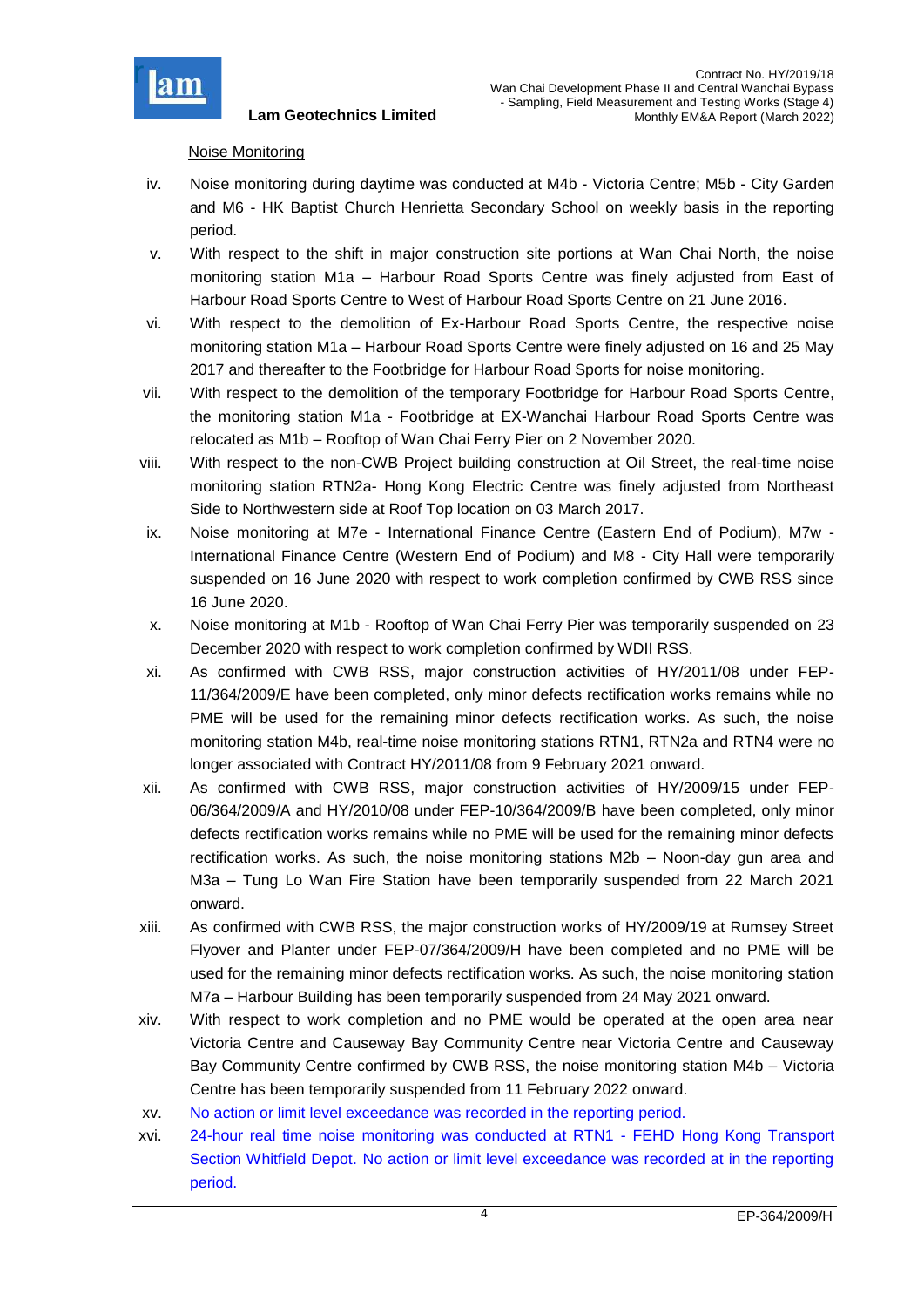Noise Monitoring

iv. Noise monitoring during daytime was conducted at M4b - Victoria Centre; M5b - City Garden and M6 - HK Baptist Church Henrietta Secondary School on weekly basis in the reporting period.

v. With respect to the shift in major construction site portions at Wan Chai North, the noise monitoring station M1a – Harbour Road Sports Centre was finely adjusted from East of Harbour Road Sports Centre to West of Harbour Road Sports Centre on 21 June 2016.

vi. With respect to the demolition of Ex-Harbour Road Sports Centre, the respective noise monitoring station M1a – Harbour Road Sports Centre were finely adjusted on 16 and 25 May 2017 and thereafter to the Footbridge for Harbour Road Sports for noise monitoring.

vii. With respect to the demolition of the temporary Footbridge for Harbour Road Sports Centre, the monitoring station M1a - Footbridge at EX-Wanchai Harbour Road Sports Centre was relocated as M1b – Rooftop of Wan Chai Ferry Pier on 2 November 2020.

viii. With respect to the non-CWB Project building construction at Oil Street, the real-time noise monitoring station RTN2a- Hong Kong Electric Centre was finely adjusted from Northeast Side to Northwestern side at Roof Top location on 03 March 2017.

ix. Noise monitoring at M7e - International Finance Centre (Eastern End of Podium), M7w - International Finance Centre (Western End of Podium) and M8 - City Hall were temporarily suspended on 16 June 2020 with respect to work completion confirmed by CWB RSS since 16 June 2020.

x. Noise monitoring at M1b - Rooftop of Wan Chai Ferry Pier was temporarily suspended on 23 December 2020 with respect to work completion confirmed by WDII RSS.

xi. As confirmed with CWB RSS, major construction activities of HY/2011/08 under FEP-11/364/2009/E have been completed, only minor defects rectification works remains while no PME will be used for the remaining minor defects rectification works. As such, the noise monitoring station M4b, real-time noise monitoring stations RTN1, RTN2a and RTN4 were no longer associated with Contract HY/2011/08 from 9 February 2021 onward.

xii. As confirmed with CWB RSS, major construction activities of HY/2009/15 under FEP-06/364/2009/A and HY/2010/08 under FEP-10/364/2009/B have been completed, only minor defects rectification works remains while no PME will be used for the remaining minor defects rectification works. As such, the noise monitoring stations M2b – Noon-day gun area and M3a – Tung Lo Wan Fire Station have been temporarily suspended from 22 March 2021 onward.

xiii. As confirmed with CWB RSS, the major construction works of HY/2009/19 at Rumsey Street Flyover and Planter under FEP-07/364/2009/H have been completed and no PME will be used for the remaining minor defects rectification works. As such, the noise monitoring station M7a – Harbour Building has been temporarily suspended from 24 May 2021 onward.

xiv. With respect to work completion and no PME would be operated at the open area near Victoria Centre and Causeway Bay Community Centre near Victoria Centre and Causeway Bay Community Centre confirmed by CWB RSS, the noise monitoring station M4b – Victoria Centre has been temporarily suspended from 11 February 2022 onward.

xv. No action or limit level exceedance was recorded in the reporting period.

xvi. 24-hour real time noise monitoring was conducted at RTN1 - FEHD Hong Kong Transport Section Whitfield Depot. No action or limit level exceedance was recorded at in the reporting period.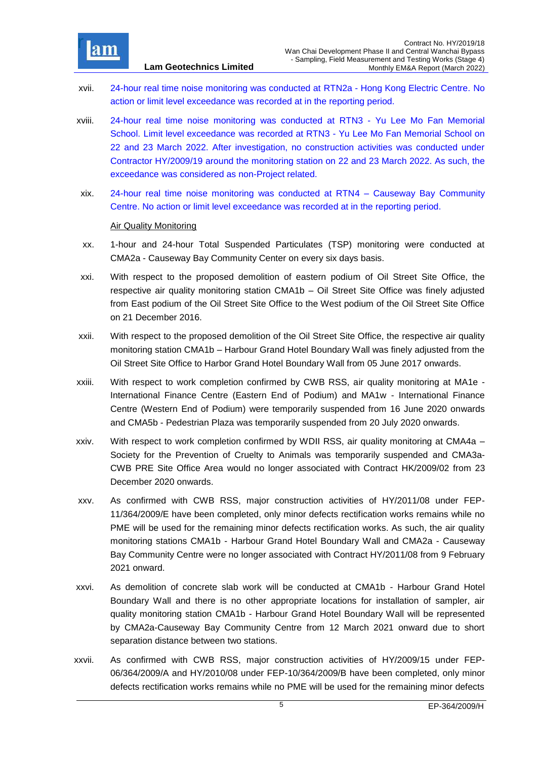xvii. 24-hour real time noise monitoring was conducted at RTN2a - Hong Kong Electric Centre. No action or limit level exceedance was recorded at in the reporting period.

xviii. 24-hour real time noise monitoring was conducted at RTN3 - Yu Lee Mo Fan Memorial School. Limit level exceedance was recorded at RTN3 - Yu Lee Mo Fan Memorial School on 22 and 23 March 2022. After investigation, no construction activities was conducted under Contractor HY/2009/19 around the monitoring station on 22 and 23 March 2022. As such, the exceedance was considered as non-Project related.

xix. 24-hour real time noise monitoring was conducted at RTN4 – Causeway Bay Community Centre. No action or limit level exceedance was recorded at in the reporting period.

Air Quality Monitoring

xx. 1-hour and 24-hour Total Suspended Particulates (TSP) monitoring were conducted at CMA2a - Causeway Bay Community Center on every six days basis.

xxi. With respect to the proposed demolition of eastern podium of Oil Street Site Office, the respective air quality monitoring station CMA1b – Oil Street Site Office was finely adjusted from East podium of the Oil Street Site Office to the West podium of the Oil Street Site Office on 21 December 2016.

xxii. With respect to the proposed demolition of the Oil Street Site Office, the respective air quality monitoring station CMA1b – Harbour Grand Hotel Boundary Wall was finely adjusted from the Oil Street Site Office to Harbor Grand Hotel Boundary Wall from 05 June 2017 onwards.

xxiii. With respect to work completion confirmed by CWB RSS, air quality monitoring at MA1e - International Finance Centre (Eastern End of Podium) and MA1w - International Finance Centre (Western End of Podium) were temporarily suspended from 16 June 2020 onwards and CMA5b - Pedestrian Plaza was temporarily suspended from 20 July 2020 onwards.

xxiv. With respect to work completion confirmed by WDII RSS, air quality monitoring at CMA4a – Society for the Prevention of Cruelty to Animals was temporarily suspended and CMA3a-CWB PRE Site Office Area would no longer associated with Contract HK/2009/02 from 23 December 2020 onwards.

xxv. As confirmed with CWB RSS, major construction activities of HY/2011/08 under FEP-11/364/2009/E have been completed, only minor defects rectification works remains while no PME will be used for the remaining minor defects rectification works. As such, the air quality monitoring stations CMA1b - Harbour Grand Hotel Boundary Wall and CMA2a - Causeway Bay Community Centre were no longer associated with Contract HY/2011/08 from 9 February 2021 onward.

xxvi. As demolition of concrete slab work will be conducted at CMA1b - Harbour Grand Hotel Boundary Wall and there is no other appropriate locations for installation of sampler, air quality monitoring station CMA1b - Harbour Grand Hotel Boundary Wall will be represented by CMA2a-Causeway Bay Community Centre from 12 March 2021 onward due to short separation distance between two stations.

xxvii. As confirmed with CWB RSS, major construction activities of HY/2009/15 under FEP-06/364/2009/A and HY/2010/08 under FEP-10/364/2009/B have been completed, only minor defects rectification works remains while no PME will be used for the remaining minor defects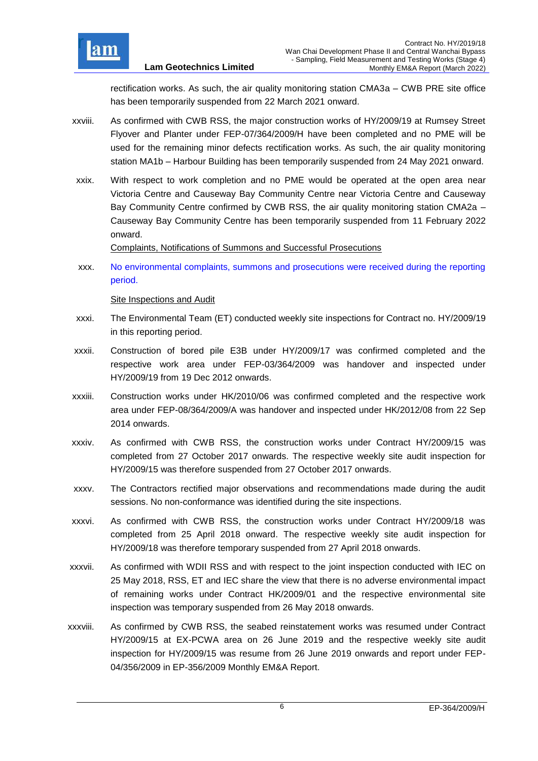rectification works. As such, the air quality monitoring station CMA3a – CWB PRE site office has been temporarily suspended from 22 March 2021 onward.

xxviii. As confirmed with CWB RSS, the major construction works of HY/2009/19 at Rumsey Street Flyover and Planter under FEP-07/364/2009/H have been completed and no PME will be used for the remaining minor defects rectification works. As such, the air quality monitoring station MA1b – Harbour Building has been temporarily suspended from 24 May 2021 onward.

xxix. With respect to work completion and no PME would be operated at the open area near Victoria Centre and Causeway Bay Community Centre near Victoria Centre and Causeway Bay Community Centre confirmed by CWB RSS, the air quality monitoring station CMA2a – Causeway Bay Community Centre has been temporarily suspended from 11 February 2022 onward.

Complaints, Notifications of Summons and Successful Prosecutions

xxx. No environmental complaints, summons and prosecutions were received during the reporting period.

Site Inspections and Audit

xxxi. The Environmental Team (ET) conducted weekly site inspections for Contract no. HY/2009/19 in this reporting period.

xxxii. Construction of bored pile E3B under HY/2009/17 was confirmed completed and the respective work area under FEP-03/364/2009 was handover and inspected under HY/2009/19 from 19 Dec 2012 onwards.

xxxiii. Construction works under HK/2010/06 was confirmed completed and the respective work area under FEP-08/364/2009/A was handover and inspected under HK/2012/08 from 22 Sep 2014 onwards.

xxxiv. As confirmed with CWB RSS, the construction works under Contract HY/2009/15 was completed from 27 October 2017 onwards. The respective weekly site audit inspection for HY/2009/15 was therefore suspended from 27 October 2017 onwards.

xxxv. The Contractors rectified major observations and recommendations made during the audit sessions. No non-conformance was identified during the site inspections.

xxxvi. As confirmed with CWB RSS, the construction works under Contract HY/2009/18 was completed from 25 April 2018 onward. The respective weekly site audit inspection for HY/2009/18 was therefore temporary suspended from 27 April 2018 onwards.

xxxvii. As confirmed with WDII RSS and with respect to the joint inspection conducted with IEC on 25 May 2018, RSS, ET and IEC share the view that there is no adverse environmental impact of remaining works under Contract HK/2009/01 and the respective environmental site inspection was temporary suspended from 26 May 2018 onwards.

xxxviii. As confirmed by CWB RSS, the seabed reinstatement works was resumed under Contract HY/2009/15 at EX-PCWA area on 26 June 2019 and the respective weekly site audit inspection for HY/2009/15 was resume from 26 June 2019 onwards and report under FEP-04/356/2009 in EP-356/2009 Monthly EM&A Report.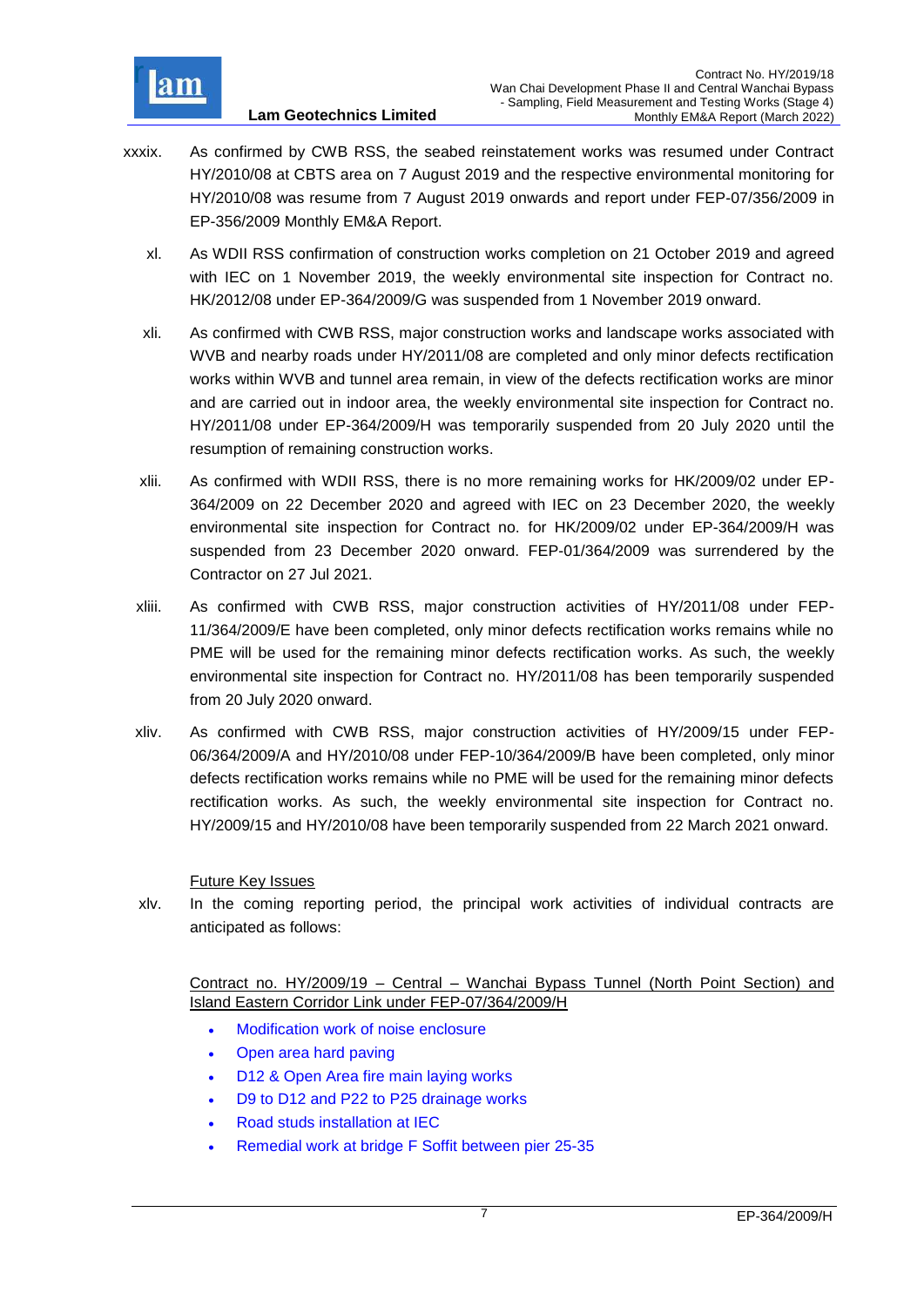xxxix. As confirmed by CWB RSS, the seabed reinstatement works was resumed under Contract HY/2010/08 at CBTS area on 7 August 2019 and the respective environmental monitoring for HY/2010/08 was resume from 7 August 2019 onwards and report under FEP-07/356/2009 in EP-356/2009 Monthly EM&A Report.

xl. As WDII RSS confirmation of construction works completion on 21 October 2019 and agreed with IEC on 1 November 2019, the weekly environmental site inspection for Contract no. HK/2012/08 under EP-364/2009/G was suspended from 1 November 2019 onward.

xli. As confirmed with CWB RSS, major construction works and landscape works associated with WVB and nearby roads under HY/2011/08 are completed and only minor defects rectification works within WVB and tunnel area remain, in view of the defects rectification works are minor and are carried out in indoor area, the weekly environmental site inspection for Contract no. HY/2011/08 under EP-364/2009/H was temporarily suspended from 20 July 2020 until the resumption of remaining construction works.

xlii. As confirmed with WDII RSS, there is no more remaining works for HK/2009/02 under EP-364/2009 on 22 December 2020 and agreed with IEC on 23 December 2020, the weekly environmental site inspection for Contract no. for HK/2009/02 under EP-364/2009/H was suspended from 23 December 2020 onward. FEP-01/364/2009 was surrendered by the Contractor on 27 Jul 2021.

xliii. As confirmed with CWB RSS, major construction activities of HY/2011/08 under FEP-11/364/2009/E have been completed, only minor defects rectification works remains while no PME will be used for the remaining minor defects rectification works. As such, the weekly environmental site inspection for Contract no. HY/2011/08 has been temporarily suspended from 20 July 2020 onward.

xliv. As confirmed with CWB RSS, major construction activities of HY/2009/15 under FEP-06/364/2009/A and HY/2010/08 under FEP-10/364/2009/B have been completed, only minor defects rectification works remains while no PME will be used for the remaining minor defects rectification works. As such, the weekly environmental site inspection for Contract no. HY/2009/15 and HY/2010/08 have been temporarily suspended from 22 March 2021 onward.

Future Key Issues

xlv. In the coming reporting period, the principal work activities of individual contracts are anticipated as follows:

Contract no. HY/2009/19 – Central – Wanchai Bypass Tunnel (North Point Section) and Island Eastern Corridor Link under FEP-07/364/2009/H

- Modification work of noise enclosure
- Open area hard paving
- D12 & Open Area fire main laying works
- D9 to D12 and P22 to P25 drainage works
- Road studs installation at IEC
- Remedial work at bridge F Soffit between pier 25-35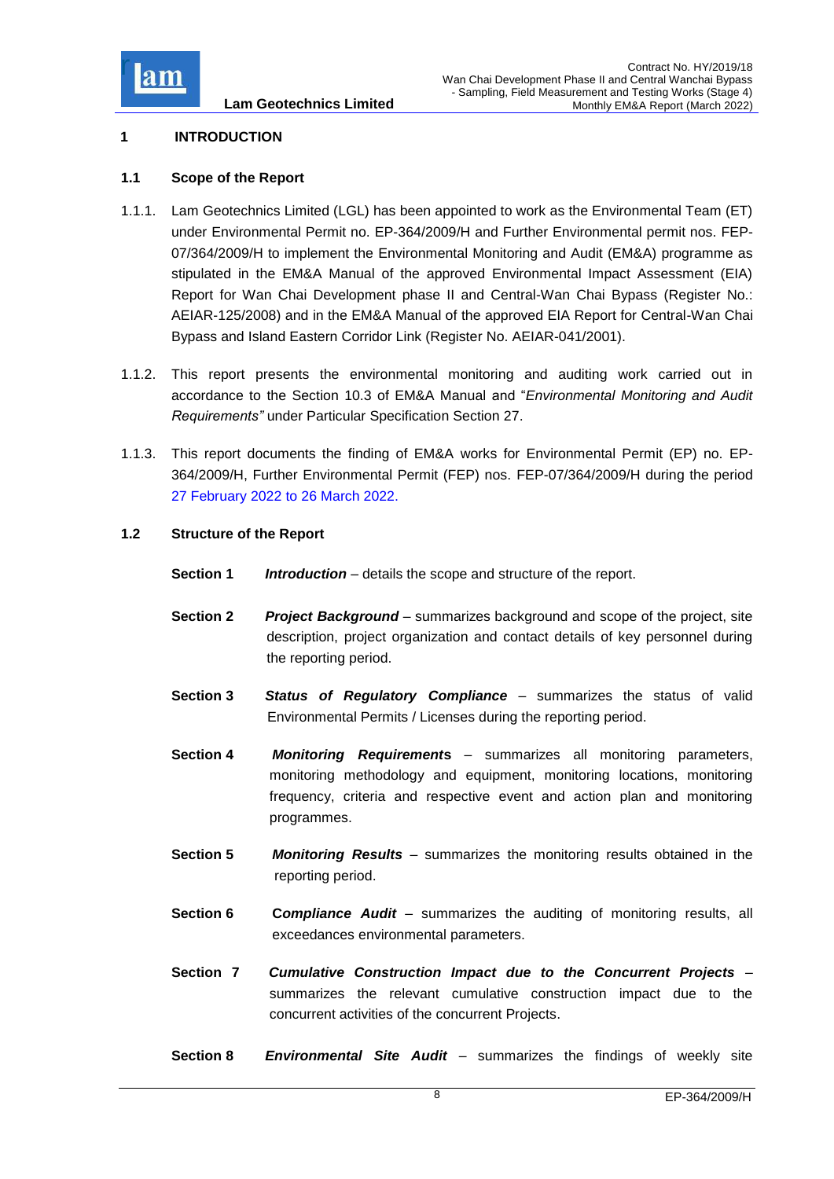# 1 INTRODUCTION

## 1.1 Scope of the Report

1.1.1. Lam Geotechnics Limited (LGL) has been appointed to work as the Environmental Team (ET) under Environmental Permit no. EP-364/2009/H and Further Environmental permit nos. FEP-07/364/2009/H to implement the Environmental Monitoring and Audit (EM&A) programme as stipulated in the EM&A Manual of the approved Environmental Impact Assessment (EIA) Report for Wan Chai Development phase II and Central-Wan Chai Bypass (Register No.: AEIAR-125/2008) and in the EM&A Manual of the approved EIA Report for Central-Wan Chai Bypass and Island Eastern Corridor Link (Register No. AEIAR-041/2001).

1.1.2. This report presents the environmental monitoring and auditing work carried out in accordance to the Section 10.3 of EM&A Manual and "*Environmental Monitoring and Audit Requirements"* under Particular Specification Section 27.

1.1.3. This report documents the finding of EM&A works for Environmental Permit (EP) no. EP-364/2009/H, Further Environmental Permit (FEP) nos. FEP-07/364/2009/H during the period 27 February 2022 to 26 March 2022.

## 1.2 Structure of the Report

**Section 1** ***Introduction*** – details the scope and structure of the report.

**Section 2** ***Project Background*** – summarizes background and scope of the project, site description, project organization and contact details of key personnel during the reporting period.

**Section 3** ***Status of Regulatory Compliance*** – summarizes the status of valid Environmental Permits / Licenses during the reporting period.

**Section 4** ***Monitoring Requirements*** – summarizes all monitoring parameters, monitoring methodology and equipment, monitoring locations, monitoring frequency, criteria and respective event and action plan and monitoring programmes.

**Section 5** ***Monitoring Results*** – summarizes the monitoring results obtained in the reporting period.

**Section 6** ***Compliance Audit*** – summarizes the auditing of monitoring results, all exceedances environmental parameters.

**Section 7** ***Cumulative Construction Impact due to the Concurrent Projects*** – summarizes the relevant cumulative construction impact due to the concurrent activities of the concurrent Projects.

**Section 8** ***Environmental Site Audit*** – summarizes the findings of weekly site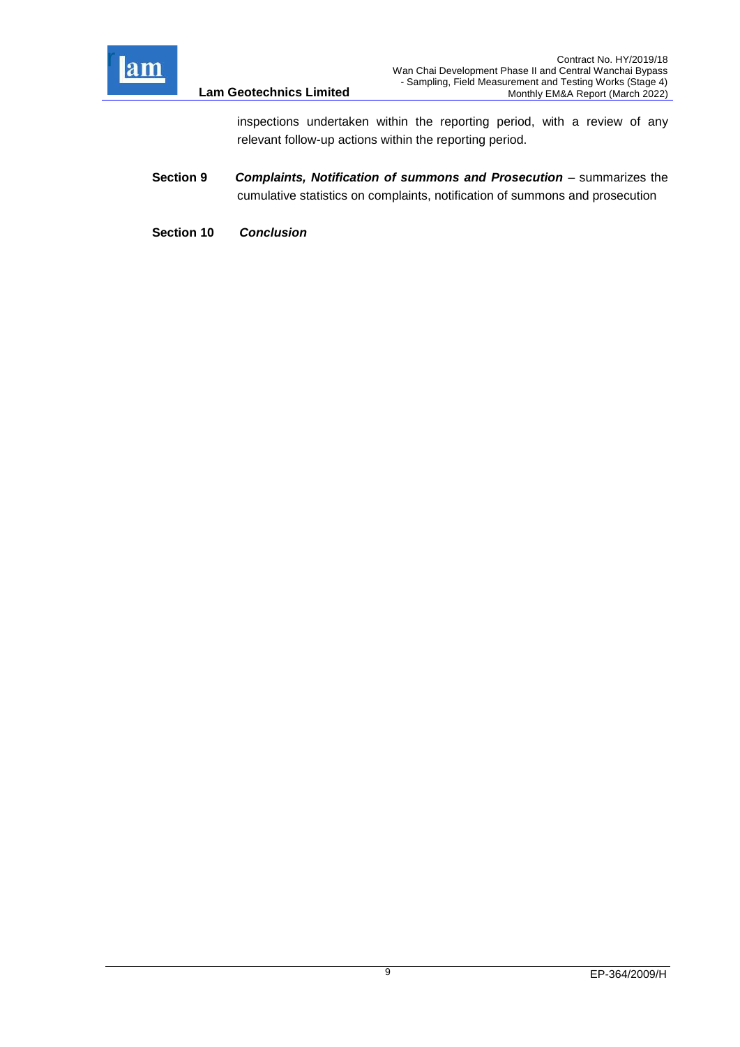inspections undertaken within the reporting period, with a review of any relevant follow-up actions within the reporting period.

**Section 9** ***Complaints, Notification of summons and Prosecution*** – summarizes the cumulative statistics on complaints, notification of summons and prosecution

**Section 10** ***Conclusion***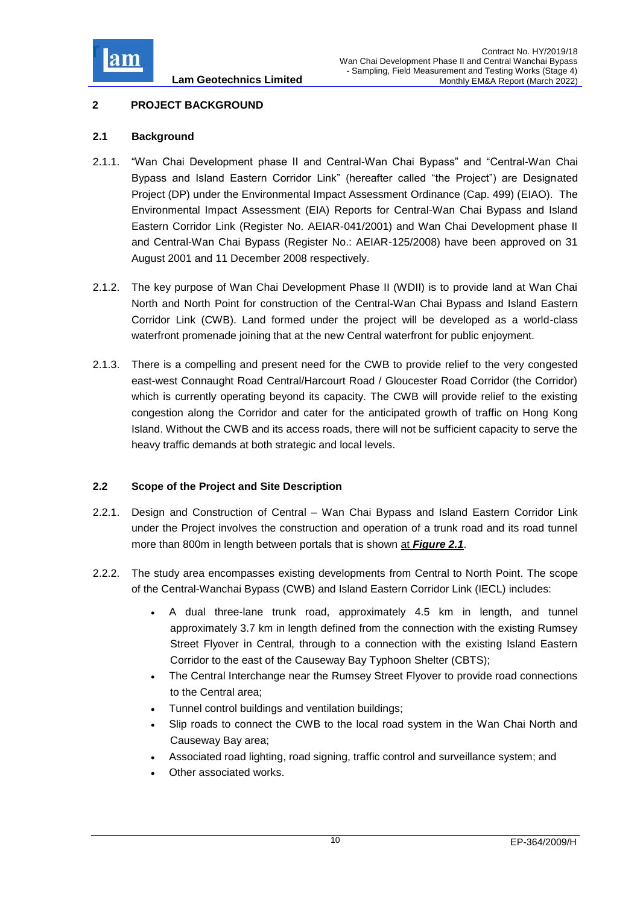## 2 PROJECT BACKGROUND

### 2.1 Background

2.1.1. "Wan Chai Development phase II and Central-Wan Chai Bypass" and "Central-Wan Chai Bypass and Island Eastern Corridor Link" (hereafter called "the Project") are Designated Project (DP) under the Environmental Impact Assessment Ordinance (Cap. 499) (EIAO). The Environmental Impact Assessment (EIA) Reports for Central-Wan Chai Bypass and Island Eastern Corridor Link (Register No. AEIAR-041/2001) and Wan Chai Development phase II and Central-Wan Chai Bypass (Register No.: AEIAR-125/2008) have been approved on 31 August 2001 and 11 December 2008 respectively.

2.1.2. The key purpose of Wan Chai Development Phase II (WDII) is to provide land at Wan Chai North and North Point for construction of the Central-Wan Chai Bypass and Island Eastern Corridor Link (CWB). Land formed under the project will be developed as a world-class waterfront promenade joining that at the new Central waterfront for public enjoyment.

2.1.3. There is a compelling and present need for the CWB to provide relief to the very congested east-west Connaught Road Central/Harcourt Road / Gloucester Road Corridor (the Corridor) which is currently operating beyond its capacity. The CWB will provide relief to the existing congestion along the Corridor and cater for the anticipated growth of traffic on Hong Kong Island. Without the CWB and its access roads, there will not be sufficient capacity to serve the heavy traffic demands at both strategic and local levels.

### 2.2 Scope of the Project and Site Description

2.2.1. Design and Construction of Central – Wan Chai Bypass and Island Eastern Corridor Link under the Project involves the construction and operation of a trunk road and its road tunnel more than 800m in length between portals that is shown at ***Figure 2.1***.

2.2.2. The study area encompasses existing developments from Central to North Point. The scope of the Central-Wanchai Bypass (CWB) and Island Eastern Corridor Link (IECL) includes:

- A dual three-lane trunk road, approximately 4.5 km in length, and tunnel approximately 3.7 km in length defined from the connection with the existing Rumsey Street Flyover in Central, through to a connection with the existing Island Eastern Corridor to the east of the Causeway Bay Typhoon Shelter (CBTS);
- The Central Interchange near the Rumsey Street Flyover to provide road connections to the Central area;
- Tunnel control buildings and ventilation buildings;
- Slip roads to connect the CWB to the local road system in the Wan Chai North and Causeway Bay area;
- Associated road lighting, road signing, traffic control and surveillance system; and
- Other associated works.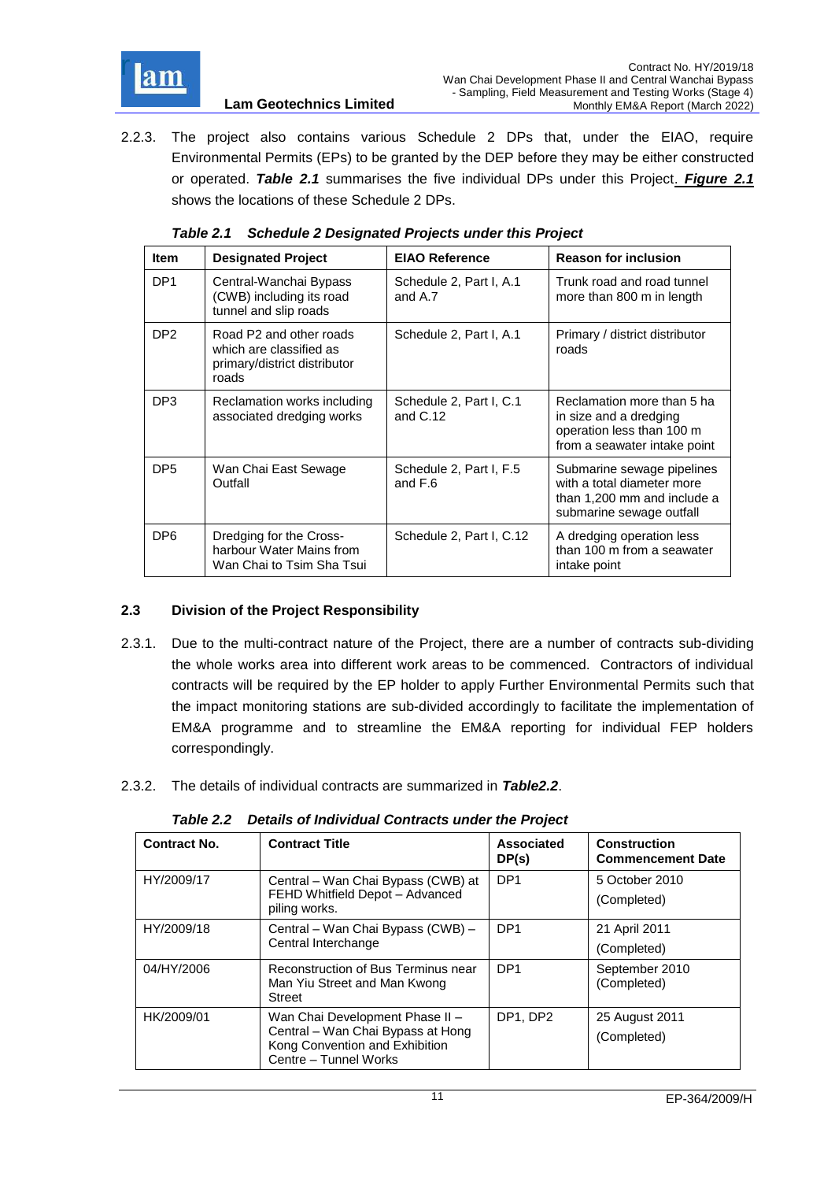2.2.3. The project also contains various Schedule 2 DPs that, under the EIAO, require Environmental Permits (EPs) to be granted by the DEP before they may be either constructed or operated. ***Table 2.1*** summarises the five individual DPs under this Project. ***Figure 2.1*** shows the locations of these Schedule 2 DPs.

***Table 2.1 Schedule 2 Designated Projects under this Project***

| Item | Designated Project | EIAO Reference | Reason for inclusion |
|---|---|---|---|
| DP1 | Central-Wanchai Bypass (CWB) including its road tunnel and slip roads | Schedule 2, Part I, A.1 and A.7 | Trunk road and road tunnel more than 800 m in length |
| DP2 | Road P2 and other roads which are classified as primary/district distributor roads | Schedule 2, Part I, A.1 | Primary / district distributor roads |
| DP3 | Reclamation works including associated dredging works | Schedule 2, Part I, C.1 and C.12 | Reclamation more than 5 ha in size and a dredging operation less than 100 m from a seawater intake point |
| DP5 | Wan Chai East Sewage Outfall | Schedule 2, Part I, F.5 and F.6 | Submarine sewage pipelines with a total diameter more than 1,200 mm and include a submarine sewage outfall |
| DP6 | Dredging for the Cross-harbour Water Mains from Wan Chai to Tsim Sha Tsui | Schedule 2, Part I, C.12 | A dredging operation less than 100 m from a seawater intake point |

## 2.3 Division of the Project Responsibility

2.3.1. Due to the multi-contract nature of the Project, there are a number of contracts sub-dividing the whole works area into different work areas to be commenced. Contractors of individual contracts will be required by the EP holder to apply Further Environmental Permits such that the impact monitoring stations are sub-divided accordingly to facilitate the implementation of EM&A programme and to streamline the EM&A reporting for individual FEP holders correspondingly.

2.3.2. The details of individual contracts are summarized in ***Table2.2***.

***Table 2.2 Details of Individual Contracts under the Project***

| Contract No. | Contract Title | Associated DP(s) | Construction Commencement Date |
|---|---|---|---|
| HY/2009/17 | Central – Wan Chai Bypass (CWB) at FEHD Whitfield Depot – Advanced piling works. | DP1 | 5 October 2010 (Completed) |
| HY/2009/18 | Central – Wan Chai Bypass (CWB) – Central Interchange | DP1 | 21 April 2011 (Completed) |
| 04/HY/2006 | Reconstruction of Bus Terminus near Man Yiu Street and Man Kwong Street | DP1 | September 2010 (Completed) |
| HK/2009/01 | Wan Chai Development Phase II – Central – Wan Chai Bypass at Hong Kong Convention and Exhibition Centre – Tunnel Works | DP1, DP2 | 25 August 2011 (Completed) |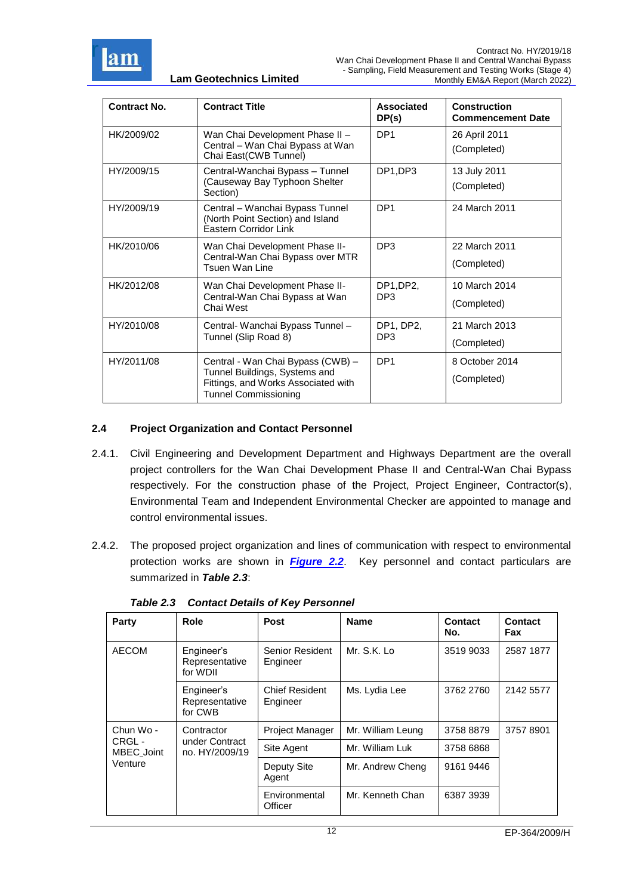| Contract No. | Contract Title | Associated DP(s) | Construction Commencement Date |
|---|---|---|---|
| HK/2009/02 | Wan Chai Development Phase II – Central – Wan Chai Bypass at Wan Chai East(CWB Tunnel) | DP1 | 26 April 2011 (Completed) |
| HY/2009/15 | Central-Wanchai Bypass – Tunnel (Causeway Bay Typhoon Shelter Section) | DP1,DP3 | 13 July 2011 (Completed) |
| HY/2009/19 | Central – Wanchai Bypass Tunnel (North Point Section) and Island Eastern Corridor Link | DP1 | 24 March 2011 |
| HK/2010/06 | Wan Chai Development Phase II- Central-Wan Chai Bypass over MTR Tsuen Wan Line | DP3 | 22 March 2011 (Completed) |
| HK/2012/08 | Wan Chai Development Phase II- Central-Wan Chai Bypass at Wan Chai West | DP1,DP2, DP3 | 10 March 2014 (Completed) |
| HY/2010/08 | Central- Wanchai Bypass Tunnel – Tunnel (Slip Road 8) | DP1, DP2, DP3 | 21 March 2013 (Completed) |
| HY/2011/08 | Central - Wan Chai Bypass (CWB) – Tunnel Buildings, Systems and Fittings, and Works Associated with Tunnel Commissioning | DP1 | 8 October 2014 (Completed) |

## 2.4 Project Organization and Contact Personnel

2.4.1. Civil Engineering and Development Department and Highways Department are the overall project controllers for the Wan Chai Development Phase II and Central-Wan Chai Bypass respectively. For the construction phase of the Project, Project Engineer, Contractor(s), Environmental Team and Independent Environmental Checker are appointed to manage and control environmental issues.

2.4.2. The proposed project organization and lines of communication with respect to environmental protection works are shown in ***Figure 2.2***. Key personnel and contact particulars are summarized in ***Table 2.3***:

***Table 2.3 Contact Details of Key Personnel***

| Party | Role | Post | Name | Contact No. | Contact Fax |
|---|---|---|---|---|---|
| AECOM | Engineer's Representative for WDII | Senior Resident Engineer | Mr. S.K. Lo | 3519 9033 | 2587 1877 |
| | Engineer's Representative for CWB | Chief Resident Engineer | Ms. Lydia Lee | 3762 2760 | 2142 5577 |
| Chun Wo - CRGL - MBEC_Joint Venture | Contractor under Contract no. HY/2009/19 | Project Manager | Mr. William Leung | 3758 8879 | 3757 8901 |
| | | Site Agent | Mr. William Luk | 3758 6868 | |
| | | Deputy Site Agent | Mr. Andrew Cheng | 9161 9446 | |
| | | Environmental Officer | Mr. Kenneth Chan | 6387 3939 | |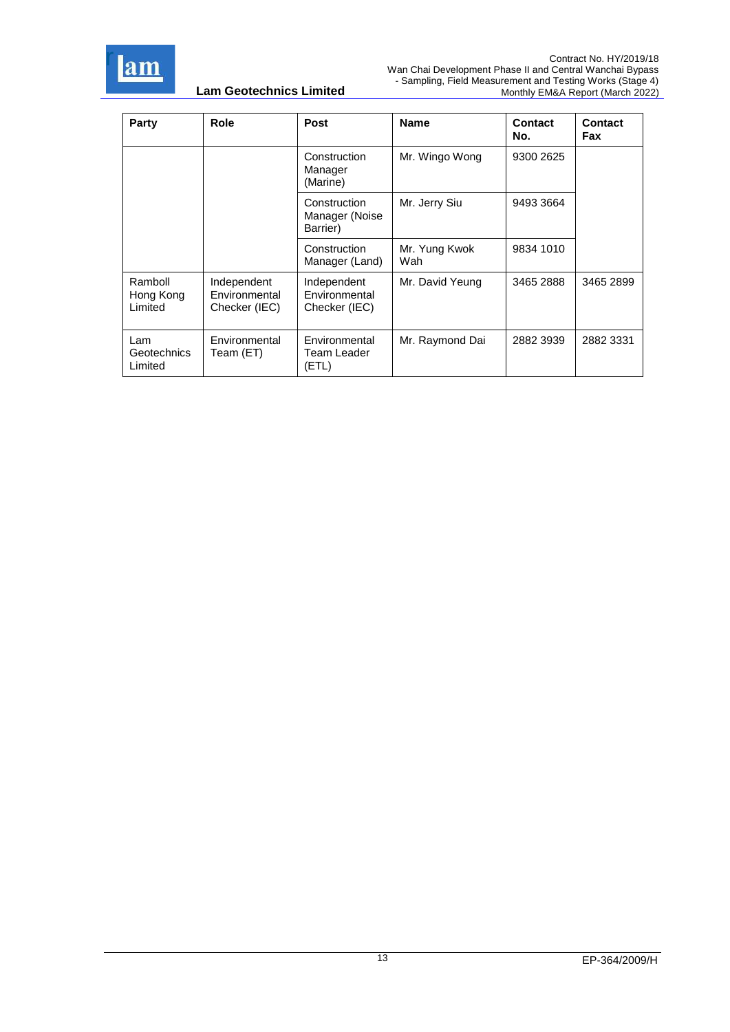| Party | Role | Post | Name | Contact No. | Contact Fax |
|---|---|---|---|---|---|
| | | Construction Manager (Marine) | Mr. Wingo Wong | 9300 2625 | |
| | | Construction Manager (Noise Barrier) | Mr. Jerry Siu | 9493 3664 | |
| | | Construction Manager (Land) | Mr. Yung Kwok Wah | 9834 1010 | |
| Ramboll Hong Kong Limited | Independent Environmental Checker (IEC) | Independent Environmental Checker (IEC) | Mr. David Yeung | 3465 2888 | 3465 2899 |
| Lam Geotechnics Limited | Environmental Team (ET) | Environmental Team Leader (ETL) | Mr. Raymond Dai | 2882 3939 | 2882 3331 |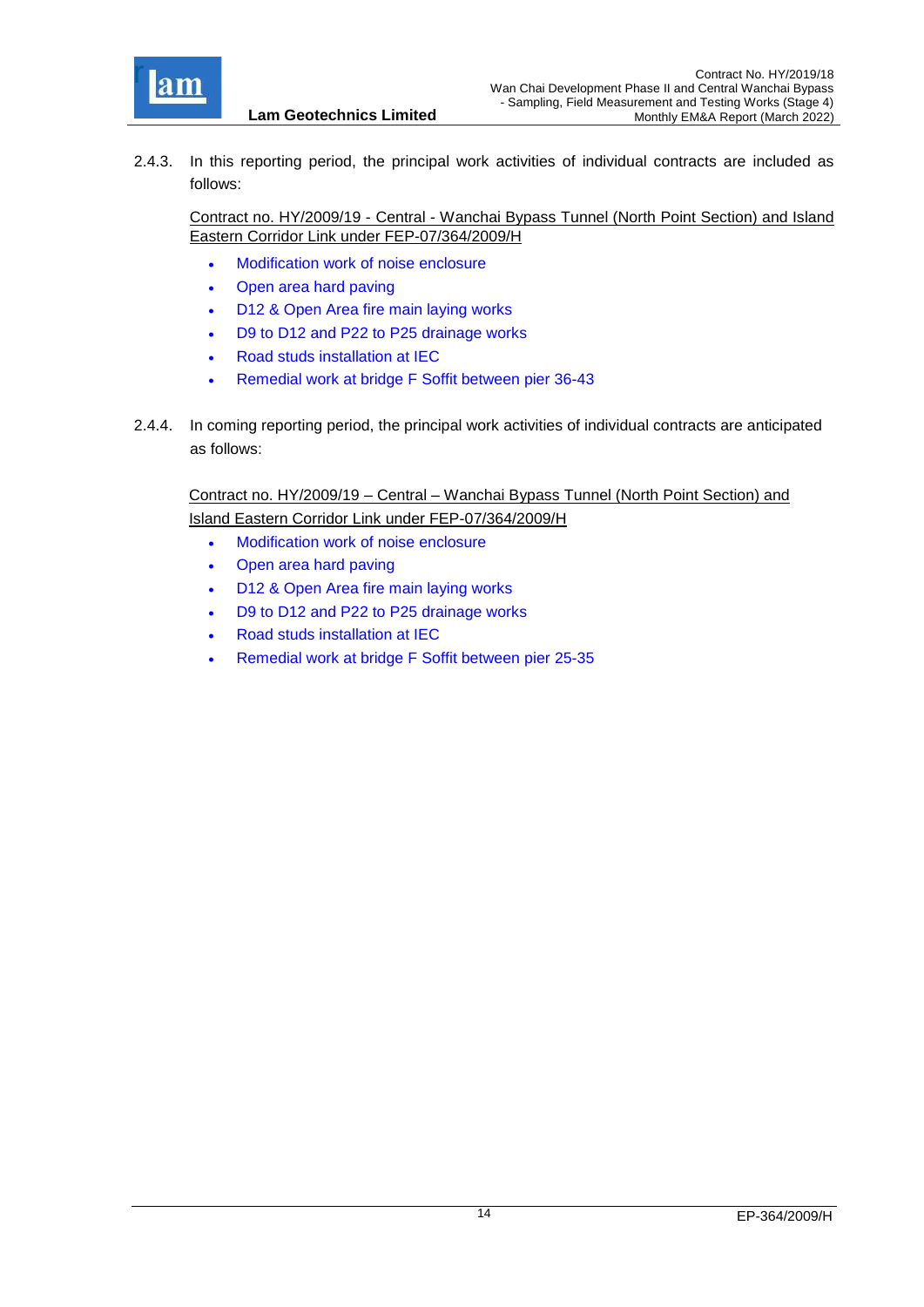2.4.3. In this reporting period, the principal work activities of individual contracts are included as follows:

<u>Contract no. HY/2009/19 - Central - Wanchai Bypass Tunnel (North Point Section) and Island Eastern Corridor Link under FEP-07/364/2009/H</u>

- Modification work of noise enclosure
- Open area hard paving
- D12 & Open Area fire main laying works
- D9 to D12 and P22 to P25 drainage works
- Road studs installation at IEC
- Remedial work at bridge F Soffit between pier 36-43

2.4.4. In coming reporting period, the principal work activities of individual contracts are anticipated as follows:

<u>Contract no. HY/2009/19 – Central – Wanchai Bypass Tunnel (North Point Section) and Island Eastern Corridor Link under FEP-07/364/2009/H</u>

- Modification work of noise enclosure
- Open area hard paving
- D12 & Open Area fire main laying works
- D9 to D12 and P22 to P25 drainage works
- Road studs installation at IEC
- Remedial work at bridge F Soffit between pier 25-35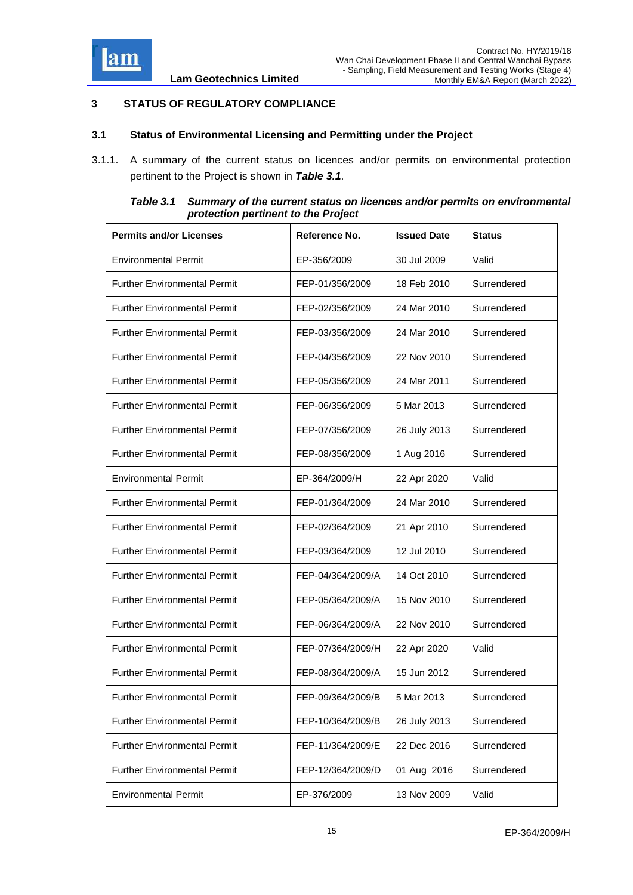## 3 STATUS OF REGULATORY COMPLIANCE

### 3.1 Status of Environmental Licensing and Permitting under the Project

3.1.1. A summary of the current status on licences and/or permits on environmental protection pertinent to the Project is shown in ***Table 3.1***.

***Table 3.1 Summary of the current status on licences and/or permits on environmental protection pertinent to the Project***

| Permits and/or Licenses | Reference No. | Issued Date | Status |
|---|---|---|---|
| Environmental Permit | EP-356/2009 | 30 Jul 2009 | Valid |
| Further Environmental Permit | FEP-01/356/2009 | 18 Feb 2010 | Surrendered |
| Further Environmental Permit | FEP-02/356/2009 | 24 Mar 2010 | Surrendered |
| Further Environmental Permit | FEP-03/356/2009 | 24 Mar 2010 | Surrendered |
| Further Environmental Permit | FEP-04/356/2009 | 22 Nov 2010 | Surrendered |
| Further Environmental Permit | FEP-05/356/2009 | 24 Mar 2011 | Surrendered |
| Further Environmental Permit | FEP-06/356/2009 | 5 Mar 2013 | Surrendered |
| Further Environmental Permit | FEP-07/356/2009 | 26 July 2013 | Surrendered |
| Further Environmental Permit | FEP-08/356/2009 | 1 Aug 2016 | Surrendered |
| Environmental Permit | EP-364/2009/H | 22 Apr 2020 | Valid |
| Further Environmental Permit | FEP-01/364/2009 | 24 Mar 2010 | Surrendered |
| Further Environmental Permit | FEP-02/364/2009 | 21 Apr 2010 | Surrendered |
| Further Environmental Permit | FEP-03/364/2009 | 12 Jul 2010 | Surrendered |
| Further Environmental Permit | FEP-04/364/2009/A | 14 Oct 2010 | Surrendered |
| Further Environmental Permit | FEP-05/364/2009/A | 15 Nov 2010 | Surrendered |
| Further Environmental Permit | FEP-06/364/2009/A | 22 Nov 2010 | Surrendered |
| Further Environmental Permit | FEP-07/364/2009/H | 22 Apr 2020 | Valid |
| Further Environmental Permit | FEP-08/364/2009/A | 15 Jun 2012 | Surrendered |
| Further Environmental Permit | FEP-09/364/2009/B | 5 Mar 2013 | Surrendered |
| Further Environmental Permit | FEP-10/364/2009/B | 26 July 2013 | Surrendered |
| Further Environmental Permit | FEP-11/364/2009/E | 22 Dec 2016 | Surrendered |
| Further Environmental Permit | FEP-12/364/2009/D | 01 Aug 2016 | Surrendered |
| Environmental Permit | EP-376/2009 | 13 Nov 2009 | Valid |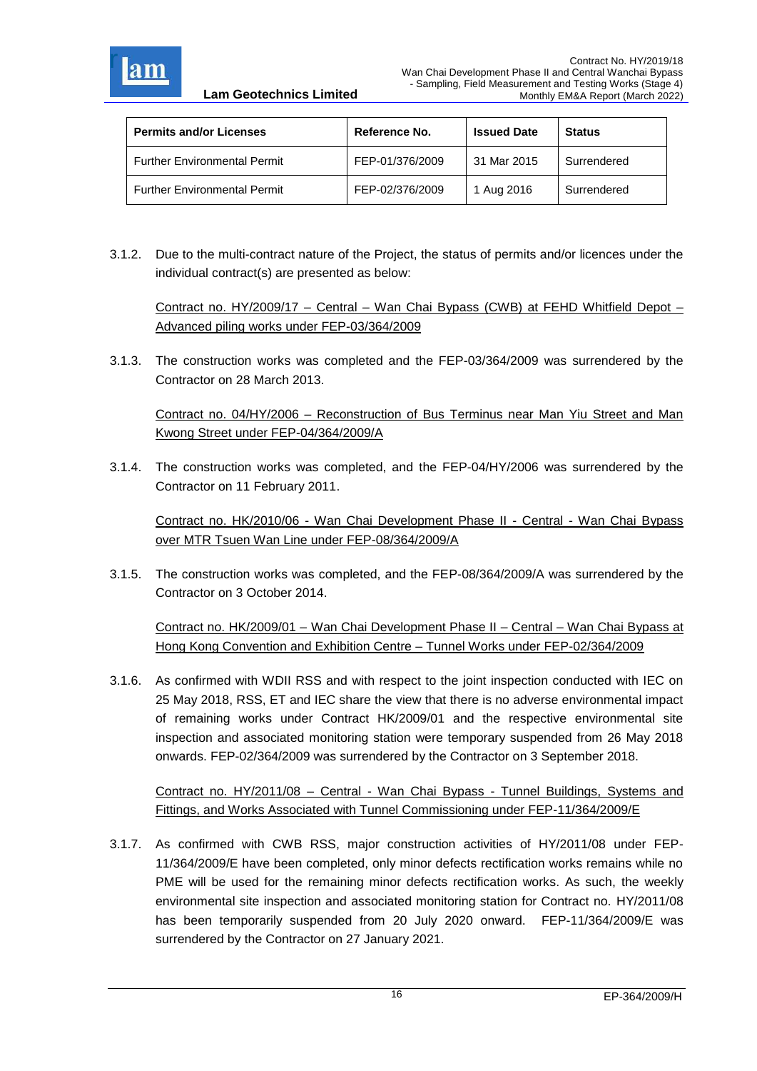| Permits and/or Licenses | Reference No. | Issued Date | Status |
|---|---|---|---|
| Further Environmental Permit | FEP-01/376/2009 | 31 Mar 2015 | Surrendered |
| Further Environmental Permit | FEP-02/376/2009 | 1 Aug 2016 | Surrendered |

3.1.2. Due to the multi-contract nature of the Project, the status of permits and/or licences under the individual contract(s) are presented as below:

<u>Contract no. HY/2009/17 – Central – Wan Chai Bypass (CWB) at FEHD Whitfield Depot – Advanced piling works under FEP-03/364/2009</u>

3.1.3. The construction works was completed and the FEP-03/364/2009 was surrendered by the Contractor on 28 March 2013.

<u>Contract no. 04/HY/2006 – Reconstruction of Bus Terminus near Man Yiu Street and Man Kwong Street under FEP-04/364/2009/A</u>

3.1.4. The construction works was completed, and the FEP-04/HY/2006 was surrendered by the Contractor on 11 February 2011.

<u>Contract no. HK/2010/06 - Wan Chai Development Phase II - Central - Wan Chai Bypass over MTR Tsuen Wan Line under FEP-08/364/2009/A</u>

3.1.5. The construction works was completed, and the FEP-08/364/2009/A was surrendered by the Contractor on 3 October 2014.

<u>Contract no. HK/2009/01 – Wan Chai Development Phase II – Central – Wan Chai Bypass at Hong Kong Convention and Exhibition Centre – Tunnel Works under FEP-02/364/2009</u>

3.1.6. As confirmed with WDII RSS and with respect to the joint inspection conducted with IEC on 25 May 2018, RSS, ET and IEC share the view that there is no adverse environmental impact of remaining works under Contract HK/2009/01 and the respective environmental site inspection and associated monitoring station were temporary suspended from 26 May 2018 onwards. FEP-02/364/2009 was surrendered by the Contractor on 3 September 2018.

<u>Contract no. HY/2011/08 – Central - Wan Chai Bypass - Tunnel Buildings, Systems and Fittings, and Works Associated with Tunnel Commissioning under FEP-11/364/2009/E</u>

3.1.7. As confirmed with CWB RSS, major construction activities of HY/2011/08 under FEP-11/364/2009/E have been completed, only minor defects rectification works remains while no PME will be used for the remaining minor defects rectification works. As such, the weekly environmental site inspection and associated monitoring station for Contract no. HY/2011/08 has been temporarily suspended from 20 July 2020 onward. FEP-11/364/2009/E was surrendered by the Contractor on 27 January 2021.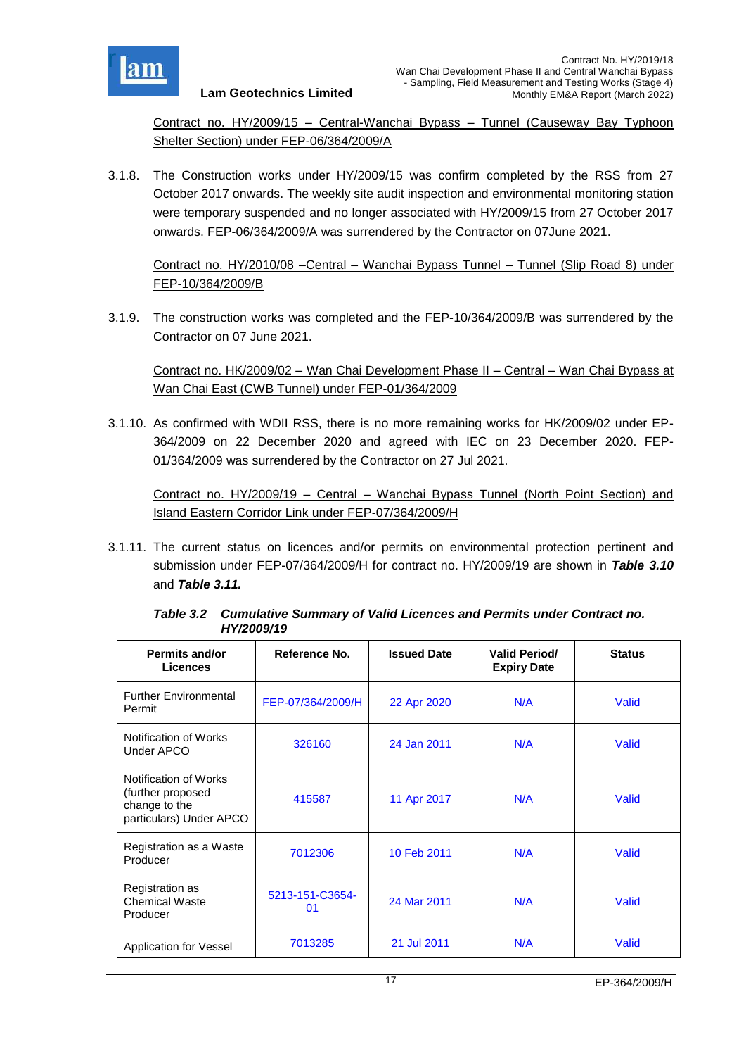Contract no. HY/2009/15 – Central-Wanchai Bypass – Tunnel (Causeway Bay Typhoon Shelter Section) under FEP-06/364/2009/A

3.1.8. The Construction works under HY/2009/15 was confirm completed by the RSS from 27 October 2017 onwards. The weekly site audit inspection and environmental monitoring station were temporary suspended and no longer associated with HY/2009/15 from 27 October 2017 onwards. FEP-06/364/2009/A was surrendered by the Contractor on 07June 2021.

Contract no. HY/2010/08 –Central – Wanchai Bypass Tunnel – Tunnel (Slip Road 8) under FEP-10/364/2009/B

3.1.9. The construction works was completed and the FEP-10/364/2009/B was surrendered by the Contractor on 07 June 2021.

Contract no. HK/2009/02 – Wan Chai Development Phase II – Central – Wan Chai Bypass at Wan Chai East (CWB Tunnel) under FEP-01/364/2009

3.1.10. As confirmed with WDII RSS, there is no more remaining works for HK/2009/02 under EP-364/2009 on 22 December 2020 and agreed with IEC on 23 December 2020. FEP-01/364/2009 was surrendered by the Contractor on 27 Jul 2021.

Contract no. HY/2009/19 – Central – Wanchai Bypass Tunnel (North Point Section) and Island Eastern Corridor Link under FEP-07/364/2009/H

3.1.11. The current status on licences and/or permits on environmental protection pertinent and submission under FEP-07/364/2009/H for contract no. HY/2009/19 are shown in ***Table 3.10*** and ***Table 3.11.***

***Table 3.2 Cumulative Summary of Valid Licences and Permits under Contract no. HY/2009/19***

| Permits and/or Licences | Reference No. | Issued Date | Valid Period/ Expiry Date | Status |
|---|---|---|---|---|
| Further Environmental Permit | FEP-07/364/2009/H | 22 Apr 2020 | N/A | Valid |
| Notification of Works Under APCO | 326160 | 24 Jan 2011 | N/A | Valid |
| Notification of Works (further proposed change to the particulars) Under APCO | 415587 | 11 Apr 2017 | N/A | Valid |
| Registration as a Waste Producer | 7012306 | 10 Feb 2011 | N/A | Valid |
| Registration as Chemical Waste Producer | 5213-151-C3654-01 | 24 Mar 2011 | N/A | Valid |
| Application for Vessel | 7013285 | 21 Jul 2011 | N/A | Valid |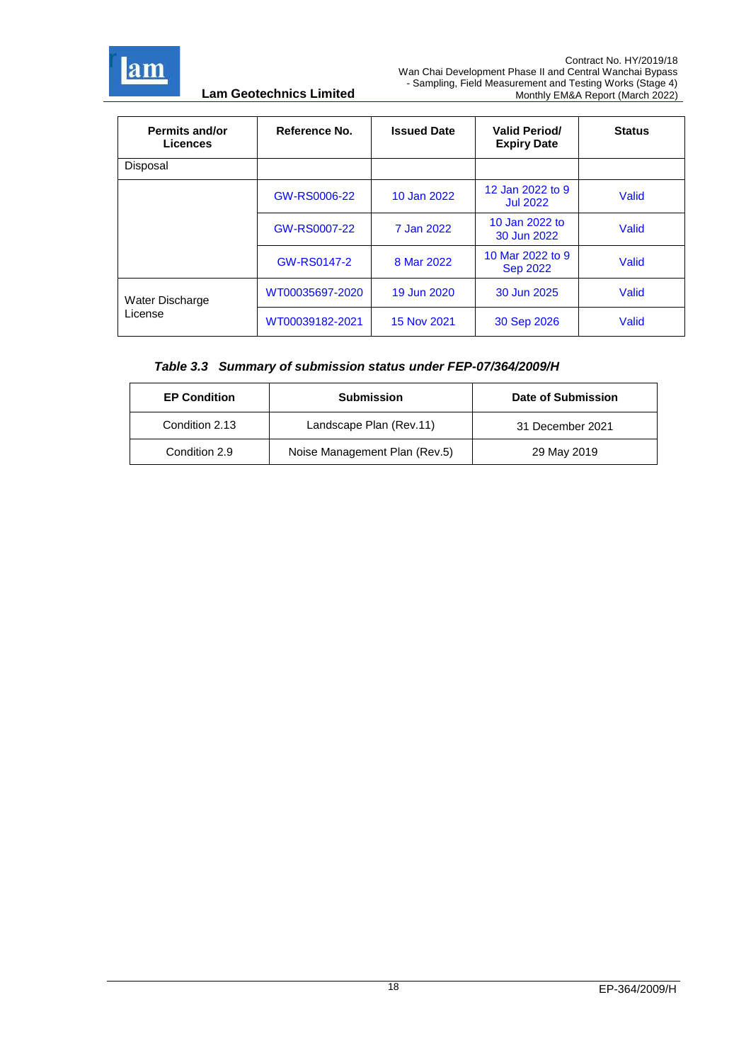| Permits and/or Licences | Reference No. | Issued Date | Valid Period/ Expiry Date | Status |
|---|---|---|---|---|
| Disposal | | | | |
| | GW-RS0006-22 | 10 Jan 2022 | 12 Jan 2022 to 9 Jul 2022 | Valid |
| | GW-RS0007-22 | 7 Jan 2022 | 10 Jan 2022 to 30 Jun 2022 | Valid |
| | GW-RS0147-2 | 8 Mar 2022 | 10 Mar 2022 to 9 Sep 2022 | Valid |
| Water Discharge License | WT00035697-2020 | 19 Jun 2020 | 30 Jun 2025 | Valid |
| | WT00039182-2021 | 15 Nov 2021 | 30 Sep 2026 | Valid |

***Table 3.3 Summary of submission status under FEP-07/364/2009/H***

| EP Condition | Submission | Date of Submission |
|---|---|---|
| Condition 2.13 | Landscape Plan (Rev.11) | 31 December 2021 |
| Condition 2.9 | Noise Management Plan (Rev.5) | 29 May 2019 |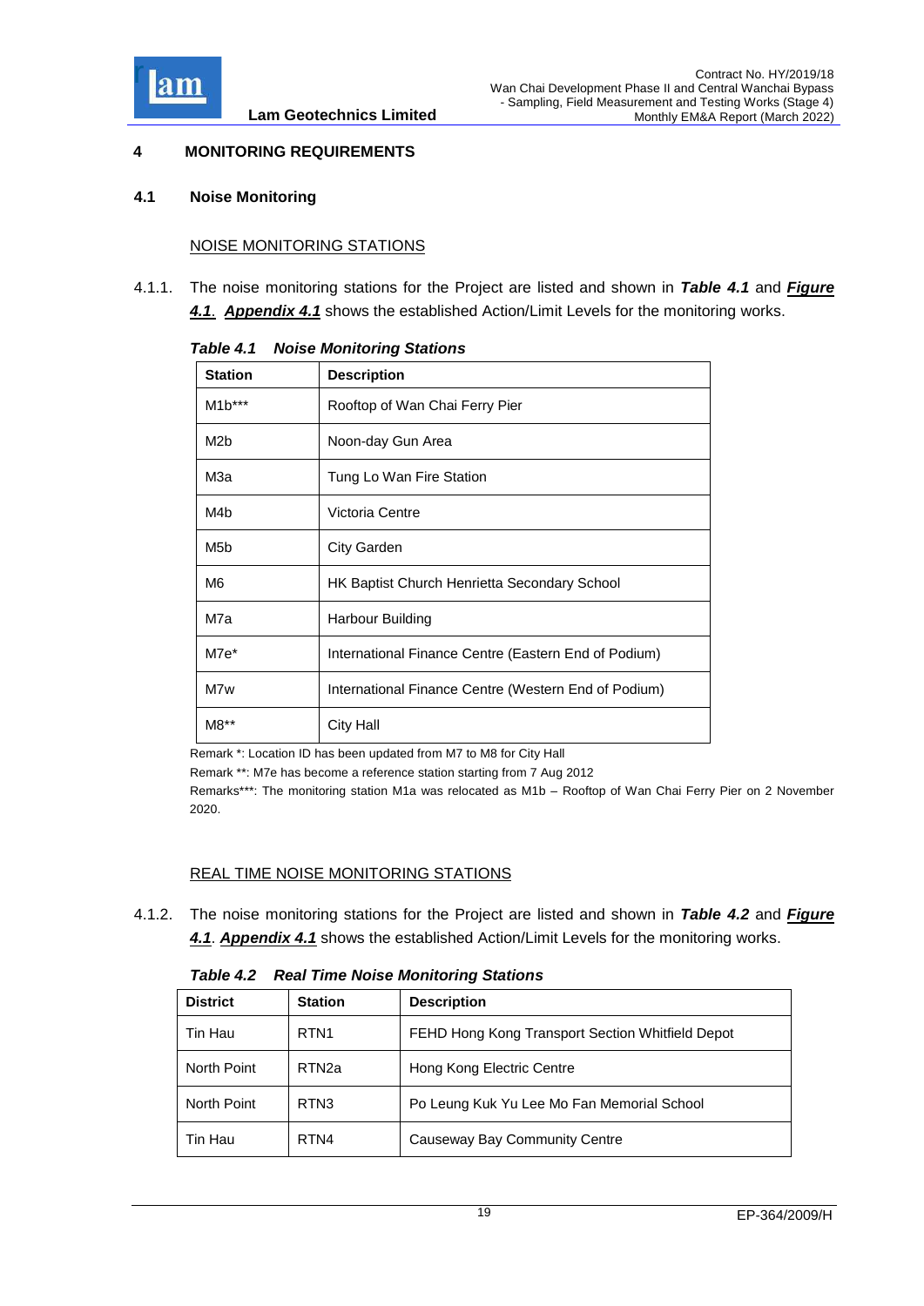# 4 MONITORING REQUIREMENTS

## 4.1 Noise Monitoring

NOISE MONITORING STATIONS

4.1.1. The noise monitoring stations for the Project are listed and shown in ***Table 4.1*** and ***Figure 4.1***. ***Appendix 4.1*** shows the established Action/Limit Levels for the monitoring works.

***Table 4.1 Noise Monitoring Stations***

| Station | Description |
|---|---|
| M1b*** | Rooftop of Wan Chai Ferry Pier |
| M2b | Noon-day Gun Area |
| M3a | Tung Lo Wan Fire Station |
| M4b | Victoria Centre |
| M5b | City Garden |
| M6 | HK Baptist Church Henrietta Secondary School |
| M7a | Harbour Building |
| M7e* | International Finance Centre (Eastern End of Podium) |
| M7w | International Finance Centre (Western End of Podium) |
| M8** | City Hall |

Remark *: Location ID has been updated from M7 to M8 for City Hall

Remark **: M7e has become a reference station starting from 7 Aug 2012

Remarks***: The monitoring station M1a was relocated as M1b – Rooftop of Wan Chai Ferry Pier on 2 November 2020.

REAL TIME NOISE MONITORING STATIONS

4.1.2. The noise monitoring stations for the Project are listed and shown in ***Table 4.2*** and ***Figure 4.1***. ***Appendix 4.1*** shows the established Action/Limit Levels for the monitoring works.

***Table 4.2 Real Time Noise Monitoring Stations***

| District | Station | Description |
|---|---|---|
| Tin Hau | RTN1 | FEHD Hong Kong Transport Section Whitfield Depot |
| North Point | RTN2a | Hong Kong Electric Centre |
| North Point | RTN3 | Po Leung Kuk Yu Lee Mo Fan Memorial School |
| Tin Hau | RTN4 | Causeway Bay Community Centre |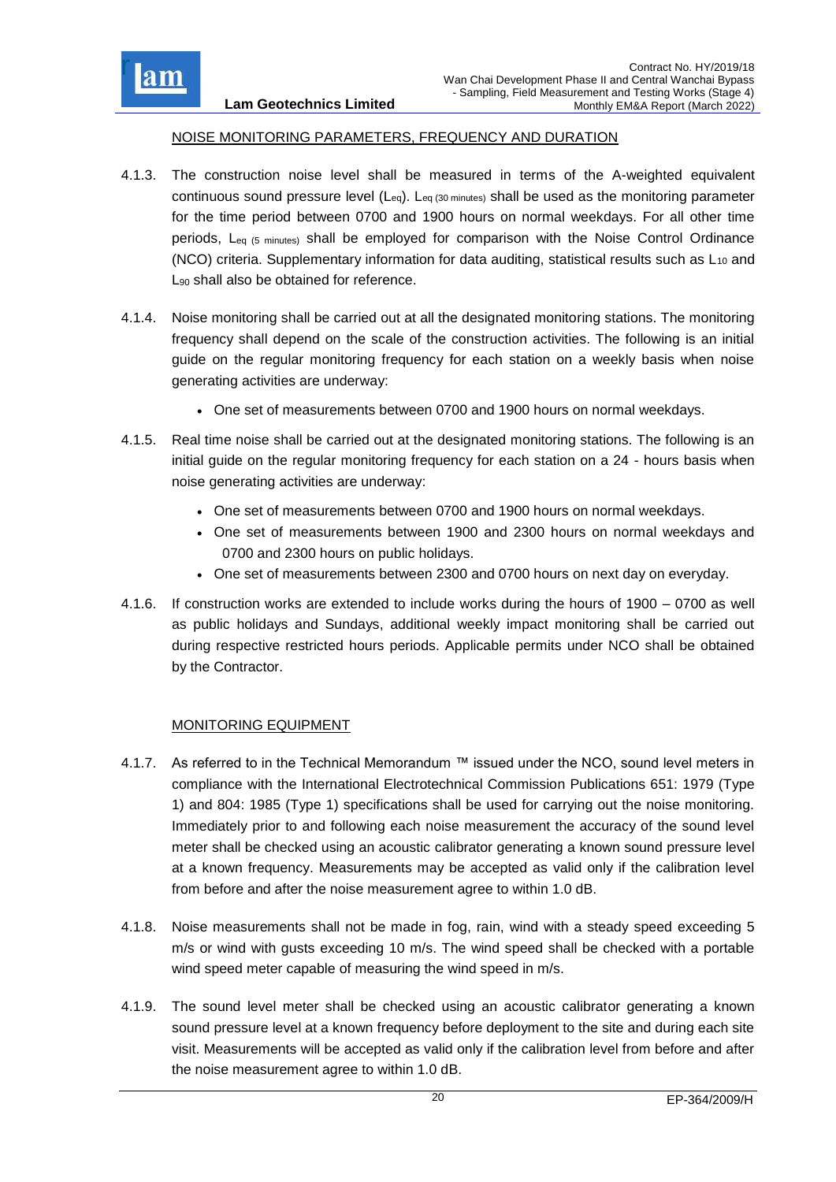NOISE MONITORING PARAMETERS, FREQUENCY AND DURATION

4.1.3. The construction noise level shall be measured in terms of the A-weighted equivalent continuous sound pressure level ($L_{eq}$). $L_{eq\ (30\ minutes)}$ shall be used as the monitoring parameter for the time period between 0700 and 1900 hours on normal weekdays. For all other time periods, $L_{eq\ (5\ minutes)}$ shall be employed for comparison with the Noise Control Ordinance (NCO) criteria. Supplementary information for data auditing, statistical results such as $L_{10}$ and $L_{90}$ shall also be obtained for reference.

4.1.4. Noise monitoring shall be carried out at all the designated monitoring stations. The monitoring frequency shall depend on the scale of the construction activities. The following is an initial guide on the regular monitoring frequency for each station on a weekly basis when noise generating activities are underway:

- One set of measurements between 0700 and 1900 hours on normal weekdays.

4.1.5. Real time noise shall be carried out at the designated monitoring stations. The following is an initial guide on the regular monitoring frequency for each station on a 24 - hours basis when noise generating activities are underway:

- One set of measurements between 0700 and 1900 hours on normal weekdays.
- One set of measurements between 1900 and 2300 hours on normal weekdays and 0700 and 2300 hours on public holidays.
- One set of measurements between 2300 and 0700 hours on next day on everyday.

4.1.6. If construction works are extended to include works during the hours of 1900 – 0700 as well as public holidays and Sundays, additional weekly impact monitoring shall be carried out during respective restricted hours periods. Applicable permits under NCO shall be obtained by the Contractor.

MONITORING EQUIPMENT

4.1.7. As referred to in the Technical Memorandum ™ issued under the NCO, sound level meters in compliance with the International Electrotechnical Commission Publications 651: 1979 (Type 1) and 804: 1985 (Type 1) specifications shall be used for carrying out the noise monitoring. Immediately prior to and following each noise measurement the accuracy of the sound level meter shall be checked using an acoustic calibrator generating a known sound pressure level at a known frequency. Measurements may be accepted as valid only if the calibration level from before and after the noise measurement agree to within 1.0 dB.

4.1.8. Noise measurements shall not be made in fog, rain, wind with a steady speed exceeding 5 m/s or wind with gusts exceeding 10 m/s. The wind speed shall be checked with a portable wind speed meter capable of measuring the wind speed in m/s.

4.1.9. The sound level meter shall be checked using an acoustic calibrator generating a known sound pressure level at a known frequency before deployment to the site and during each site visit. Measurements will be accepted as valid only if the calibration level from before and after the noise measurement agree to within 1.0 dB.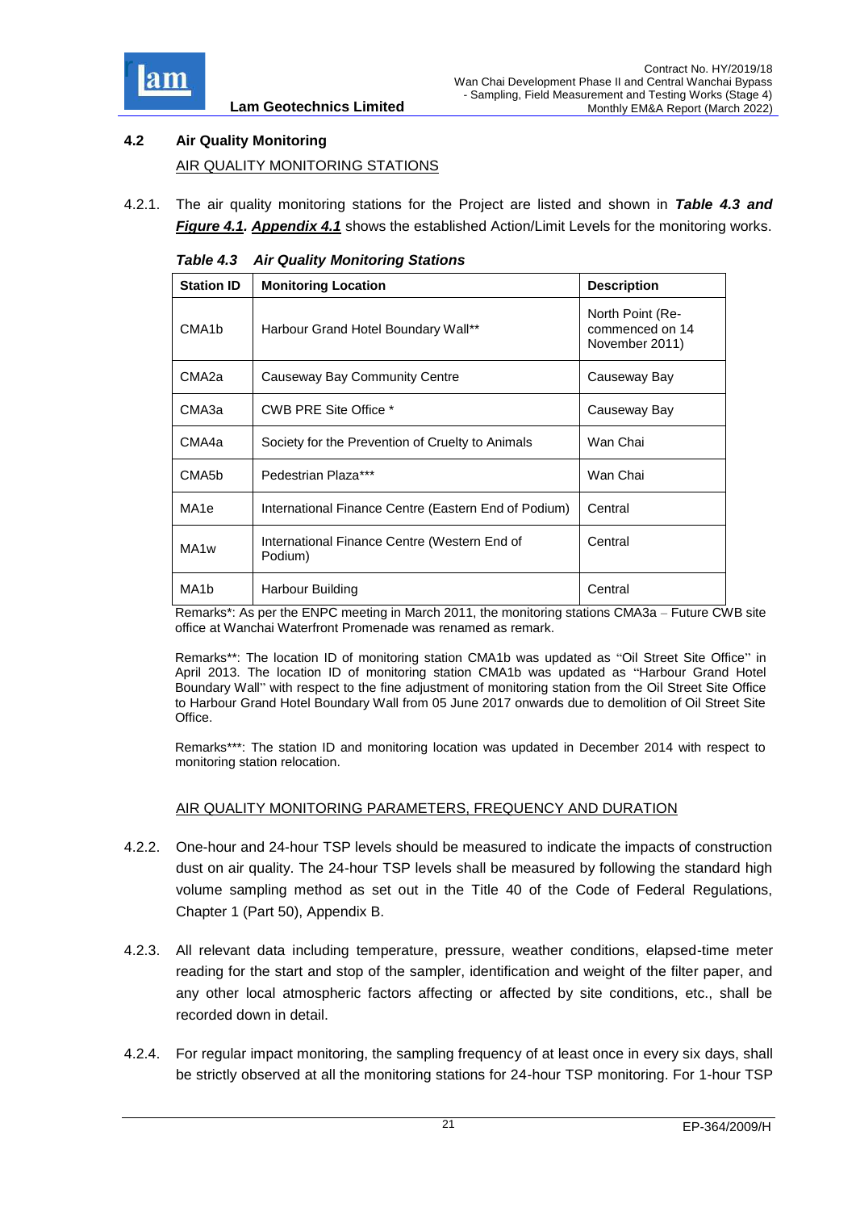## 4.2 Air Quality Monitoring

AIR QUALITY MONITORING STATIONS

4.2.1. The air quality monitoring stations for the Project are listed and shown in ***Table 4.3 and Figure 4.1***. ***Appendix 4.1*** shows the established Action/Limit Levels for the monitoring works.

***Table 4.3 Air Quality Monitoring Stations***

| Station ID | Monitoring Location | Description |
|---|---|---|
| CMA1b | Harbour Grand Hotel Boundary Wall** | North Point (Re-commenced on 14 November 2011) |
| CMA2a | Causeway Bay Community Centre | Causeway Bay |
| CMA3a | CWB PRE Site Office * | Causeway Bay |
| CMA4a | Society for the Prevention of Cruelty to Animals | Wan Chai |
| CMA5b | Pedestrian Plaza*** | Wan Chai |
| MA1e | International Finance Centre (Eastern End of Podium) | Central |
| MA1w | International Finance Centre (Western End of Podium) | Central |
| MA1b | Harbour Building | Central |

Remarks*: As per the ENPC meeting in March 2011, the monitoring stations CMA3a – Future CWB site office at Wanchai Waterfront Promenade was renamed as remark.

Remarks**: The location ID of monitoring station CMA1b was updated as "Oil Street Site Office" in April 2013. The location ID of monitoring station CMA1b was updated as "Harbour Grand Hotel Boundary Wall" with respect to the fine adjustment of monitoring station from the Oil Street Site Office to Harbour Grand Hotel Boundary Wall from 05 June 2017 onwards due to demolition of Oil Street Site Office.

Remarks***: The station ID and monitoring location was updated in December 2014 with respect to monitoring station relocation.

AIR QUALITY MONITORING PARAMETERS, FREQUENCY AND DURATION

4.2.2. One-hour and 24-hour TSP levels should be measured to indicate the impacts of construction dust on air quality. The 24-hour TSP levels shall be measured by following the standard high volume sampling method as set out in the Title 40 of the Code of Federal Regulations, Chapter 1 (Part 50), Appendix B.

4.2.3. All relevant data including temperature, pressure, weather conditions, elapsed-time meter reading for the start and stop of the sampler, identification and weight of the filter paper, and any other local atmospheric factors affecting or affected by site conditions, etc., shall be recorded down in detail.

4.2.4. For regular impact monitoring, the sampling frequency of at least once in every six days, shall be strictly observed at all the monitoring stations for 24-hour TSP monitoring. For 1-hour TSP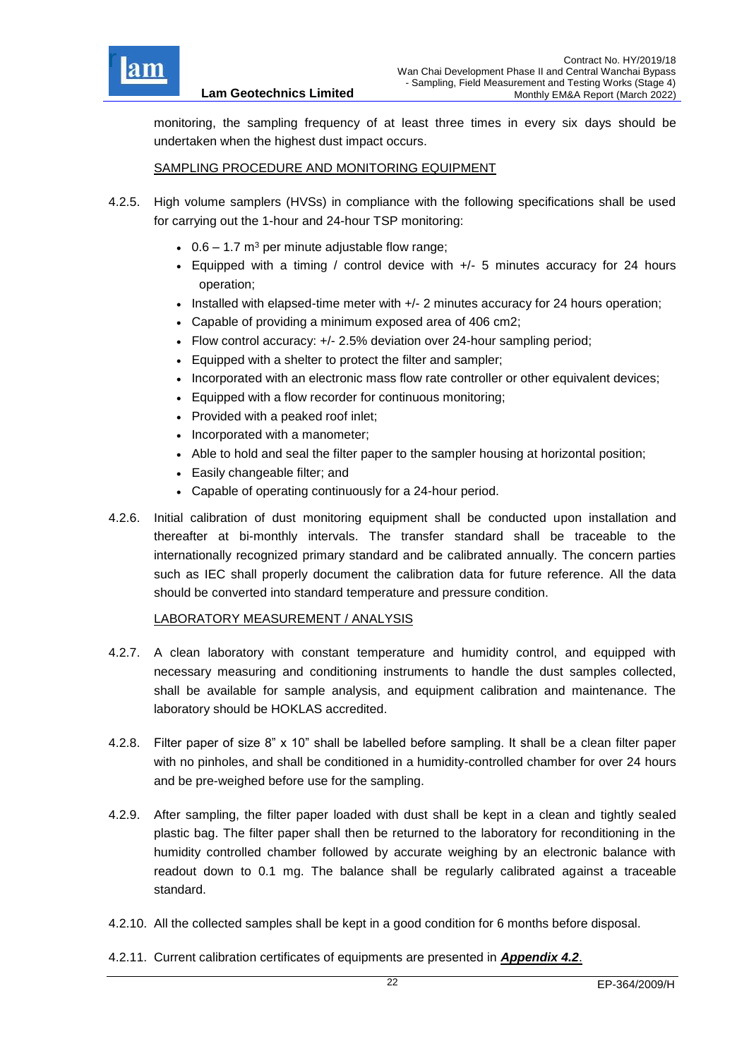monitoring, the sampling frequency of at least three times in every six days should be undertaken when the highest dust impact occurs.

SAMPLING PROCEDURE AND MONITORING EQUIPMENT

4.2.5. High volume samplers (HVSs) in compliance with the following specifications shall be used for carrying out the 1-hour and 24-hour TSP monitoring:

- 0.6 – 1.7 $m^3$ per minute adjustable flow range;
- Equipped with a timing / control device with +/- 5 minutes accuracy for 24 hours operation;
- Installed with elapsed-time meter with +/- 2 minutes accuracy for 24 hours operation;
- Capable of providing a minimum exposed area of 406 cm2;
- Flow control accuracy: +/- 2.5% deviation over 24-hour sampling period;
- Equipped with a shelter to protect the filter and sampler;
- Incorporated with an electronic mass flow rate controller or other equivalent devices;
- Equipped with a flow recorder for continuous monitoring;
- Provided with a peaked roof inlet;
- Incorporated with a manometer;
- Able to hold and seal the filter paper to the sampler housing at horizontal position;
- Easily changeable filter; and
- Capable of operating continuously for a 24-hour period.

4.2.6. Initial calibration of dust monitoring equipment shall be conducted upon installation and thereafter at bi-monthly intervals. The transfer standard shall be traceable to the internationally recognized primary standard and be calibrated annually. The concern parties such as IEC shall properly document the calibration data for future reference. All the data should be converted into standard temperature and pressure condition.

LABORATORY MEASUREMENT / ANALYSIS

4.2.7. A clean laboratory with constant temperature and humidity control, and equipped with necessary measuring and conditioning instruments to handle the dust samples collected, shall be available for sample analysis, and equipment calibration and maintenance. The laboratory should be HOKLAS accredited.

4.2.8. Filter paper of size 8" x 10" shall be labelled before sampling. It shall be a clean filter paper with no pinholes, and shall be conditioned in a humidity-controlled chamber for over 24 hours and be pre-weighed before use for the sampling.

4.2.9. After sampling, the filter paper loaded with dust shall be kept in a clean and tightly sealed plastic bag. The filter paper shall then be returned to the laboratory for reconditioning in the humidity controlled chamber followed by accurate weighing by an electronic balance with readout down to 0.1 mg. The balance shall be regularly calibrated against a traceable standard.

4.2.10. All the collected samples shall be kept in a good condition for 6 months before disposal.

4.2.11. Current calibration certificates of equipments are presented in ***Appendix 4.2***.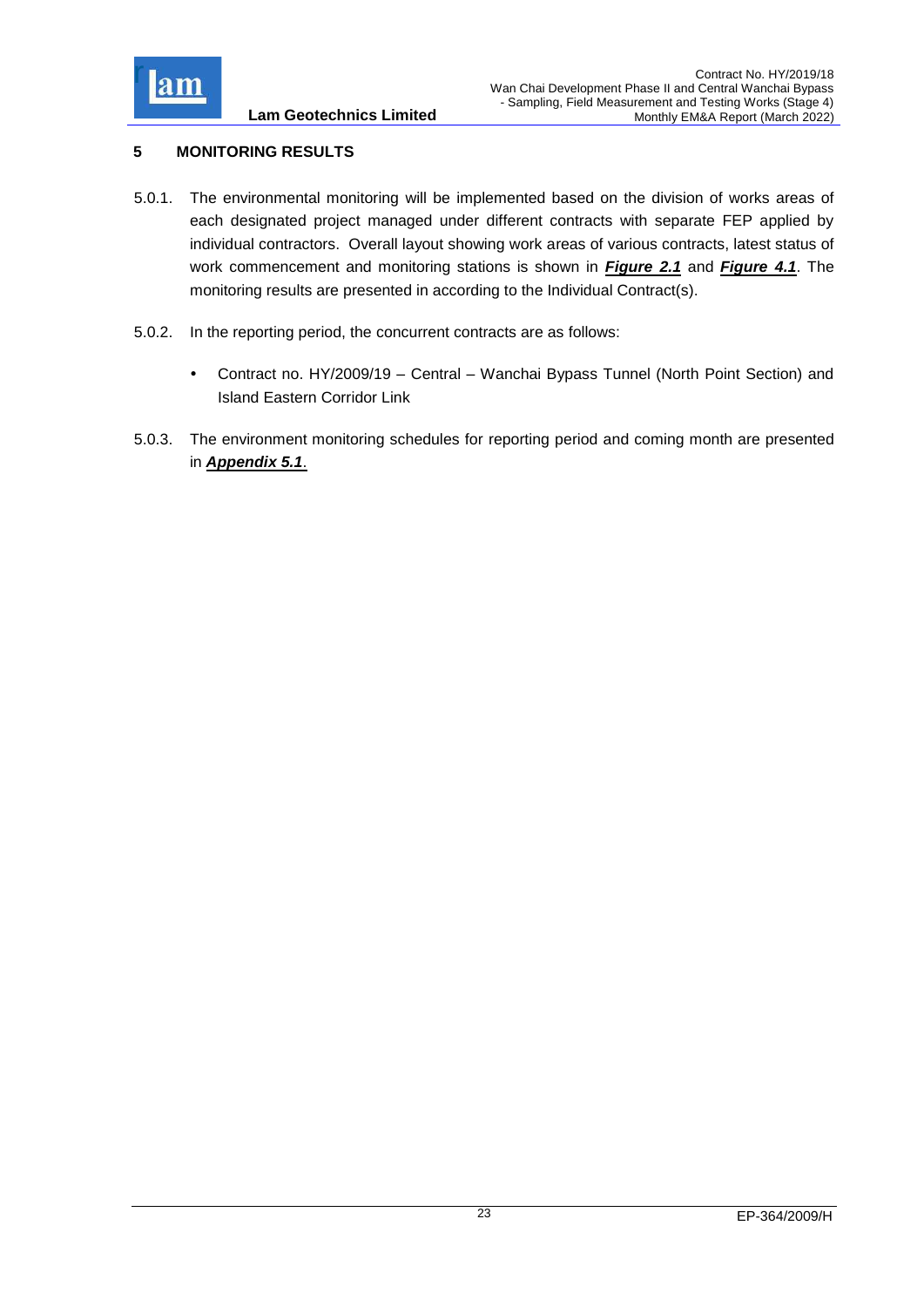## 5 MONITORING RESULTS

5.0.1. The environmental monitoring will be implemented based on the division of works areas of each designated project managed under different contracts with separate FEP applied by individual contractors. Overall layout showing work areas of various contracts, latest status of work commencement and monitoring stations is shown in ***Figure 2.1*** and ***Figure 4.1***. The monitoring results are presented in according to the Individual Contract(s).

5.0.2. In the reporting period, the concurrent contracts are as follows:

- Contract no. HY/2009/19 – Central – Wanchai Bypass Tunnel (North Point Section) and Island Eastern Corridor Link

5.0.3. The environment monitoring schedules for reporting period and coming month are presented in ***Appendix 5.1***.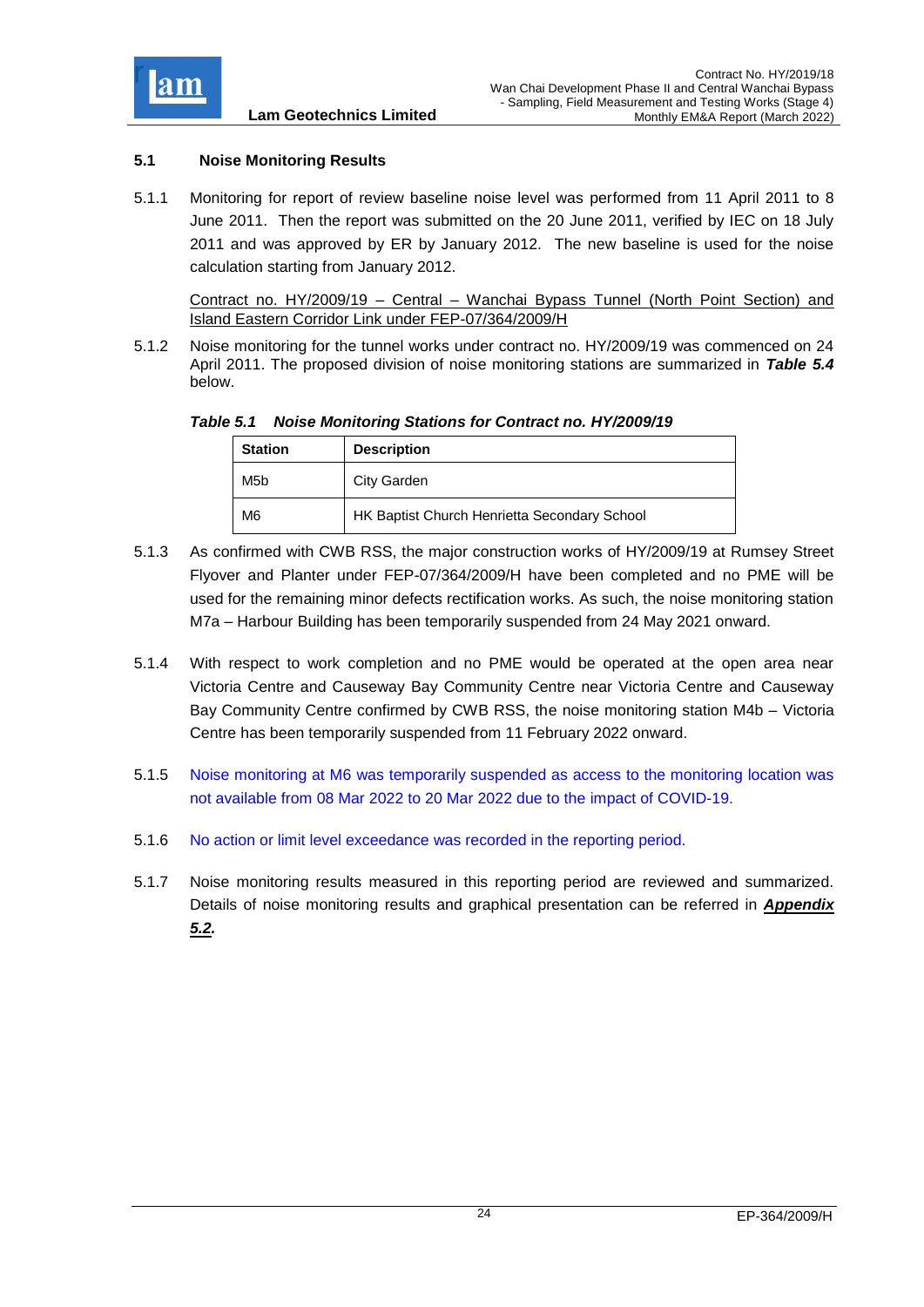## 5.1 Noise Monitoring Results

5.1.1 Monitoring for report of review baseline noise level was performed from 11 April 2011 to 8 June 2011. Then the report was submitted on the 20 June 2011, verified by IEC on 18 July 2011 and was approved by ER by January 2012. The new baseline is used for the noise calculation starting from January 2012.

Contract no. HY/2009/19 – Central – Wanchai Bypass Tunnel (North Point Section) and Island Eastern Corridor Link under FEP-07/364/2009/H

5.1.2 Noise monitoring for the tunnel works under contract no. HY/2009/19 was commenced on 24 April 2011. The proposed division of noise monitoring stations are summarized in ***Table 5.4*** below.

***Table 5.1 Noise Monitoring Stations for Contract no. HY/2009/19***

| Station | Description |
|---|---|
| M5b | City Garden |
| M6 | HK Baptist Church Henrietta Secondary School |

5.1.3 As confirmed with CWB RSS, the major construction works of HY/2009/19 at Rumsey Street Flyover and Planter under FEP-07/364/2009/H have been completed and no PME will be used for the remaining minor defects rectification works. As such, the noise monitoring station M7a – Harbour Building has been temporarily suspended from 24 May 2021 onward.

5.1.4 With respect to work completion and no PME would be operated at the open area near Victoria Centre and Causeway Bay Community Centre near Victoria Centre and Causeway Bay Community Centre confirmed by CWB RSS, the noise monitoring station M4b – Victoria Centre has been temporarily suspended from 11 February 2022 onward.

5.1.5 Noise monitoring at M6 was temporarily suspended as access to the monitoring location was not available from 08 Mar 2022 to 20 Mar 2022 due to the impact of COVID-19.

5.1.6 No action or limit level exceedance was recorded in the reporting period.

5.1.7 Noise monitoring results measured in this reporting period are reviewed and summarized. Details of noise monitoring results and graphical presentation can be referred in ***Appendix 5.2.***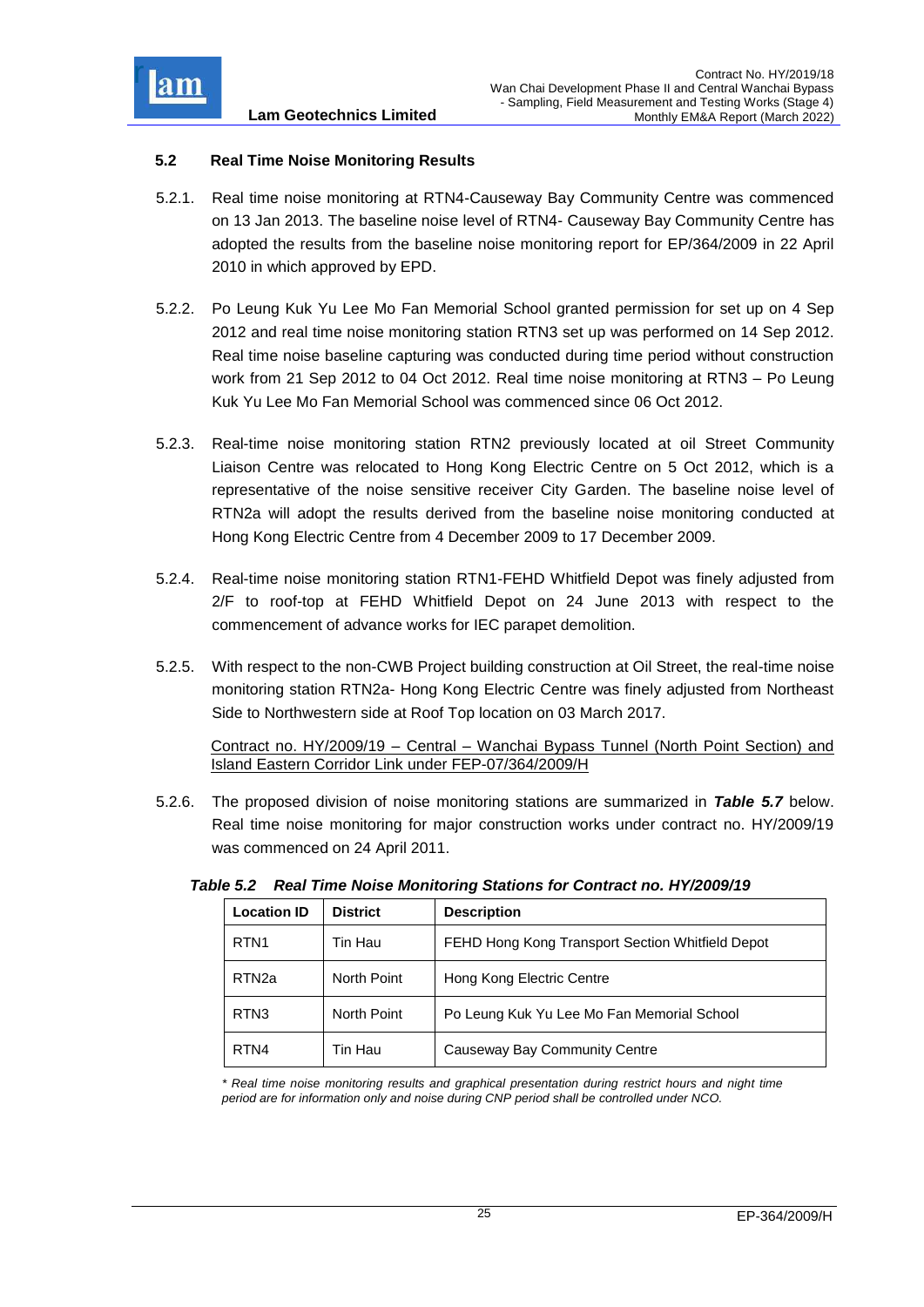### 5.2 Real Time Noise Monitoring Results

5.2.1. Real time noise monitoring at RTN4-Causeway Bay Community Centre was commenced on 13 Jan 2013. The baseline noise level of RTN4- Causeway Bay Community Centre has adopted the results from the baseline noise monitoring report for EP/364/2009 in 22 April 2010 in which approved by EPD.

5.2.2. Po Leung Kuk Yu Lee Mo Fan Memorial School granted permission for set up on 4 Sep 2012 and real time noise monitoring station RTN3 set up was performed on 14 Sep 2012. Real time noise baseline capturing was conducted during time period without construction work from 21 Sep 2012 to 04 Oct 2012. Real time noise monitoring at RTN3 – Po Leung Kuk Yu Lee Mo Fan Memorial School was commenced since 06 Oct 2012.

5.2.3. Real-time noise monitoring station RTN2 previously located at oil Street Community Liaison Centre was relocated to Hong Kong Electric Centre on 5 Oct 2012, which is a representative of the noise sensitive receiver City Garden. The baseline noise level of RTN2a will adopt the results derived from the baseline noise monitoring conducted at Hong Kong Electric Centre from 4 December 2009 to 17 December 2009.

5.2.4. Real-time noise monitoring station RTN1-FEHD Whitfield Depot was finely adjusted from 2/F to roof-top at FEHD Whitfield Depot on 24 June 2013 with respect to the commencement of advance works for IEC parapet demolition.

5.2.5. With respect to the non-CWB Project building construction at Oil Street, the real-time noise monitoring station RTN2a- Hong Kong Electric Centre was finely adjusted from Northeast Side to Northwestern side at Roof Top location on 03 March 2017.

Contract no. HY/2009/19 – Central – Wanchai Bypass Tunnel (North Point Section) and Island Eastern Corridor Link under FEP-07/364/2009/H

5.2.6. The proposed division of noise monitoring stations are summarized in ***Table 5.7*** below. Real time noise monitoring for major construction works under contract no. HY/2009/19 was commenced on 24 April 2011.

***Table 5.2 Real Time Noise Monitoring Stations for Contract no. HY/2009/19***

| Location ID | District | Description |
|---|---|---|
| RTN1 | Tin Hau | FEHD Hong Kong Transport Section Whitfield Depot |
| RTN2a | North Point | Hong Kong Electric Centre |
| RTN3 | North Point | Po Leung Kuk Yu Lee Mo Fan Memorial School |
| RTN4 | Tin Hau | Causeway Bay Community Centre |

*\* Real time noise monitoring results and graphical presentation during restrict hours and night time period are for information only and noise during CNP period shall be controlled under NCO.*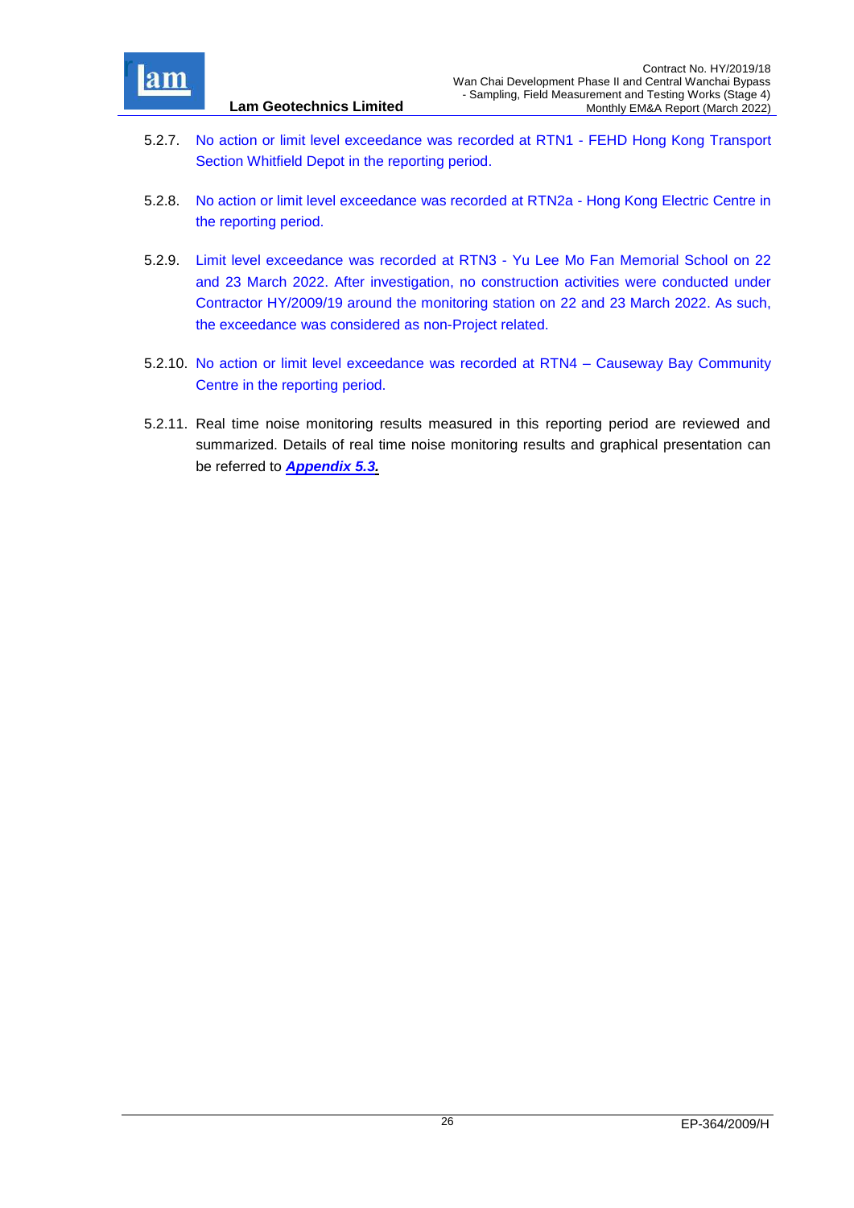5.2.7. No action or limit level exceedance was recorded at RTN1 - FEHD Hong Kong Transport Section Whitfield Depot in the reporting period.

5.2.8. No action or limit level exceedance was recorded at RTN2a - Hong Kong Electric Centre in the reporting period.

5.2.9. Limit level exceedance was recorded at RTN3 - Yu Lee Mo Fan Memorial School on 22 and 23 March 2022. After investigation, no construction activities were conducted under Contractor HY/2009/19 around the monitoring station on 22 and 23 March 2022. As such, the exceedance was considered as non-Project related.

5.2.10. No action or limit level exceedance was recorded at RTN4 – Causeway Bay Community Centre in the reporting period.

5.2.11. Real time noise monitoring results measured in this reporting period are reviewed and summarized. Details of real time noise monitoring results and graphical presentation can be referred to ***Appendix 5.3.***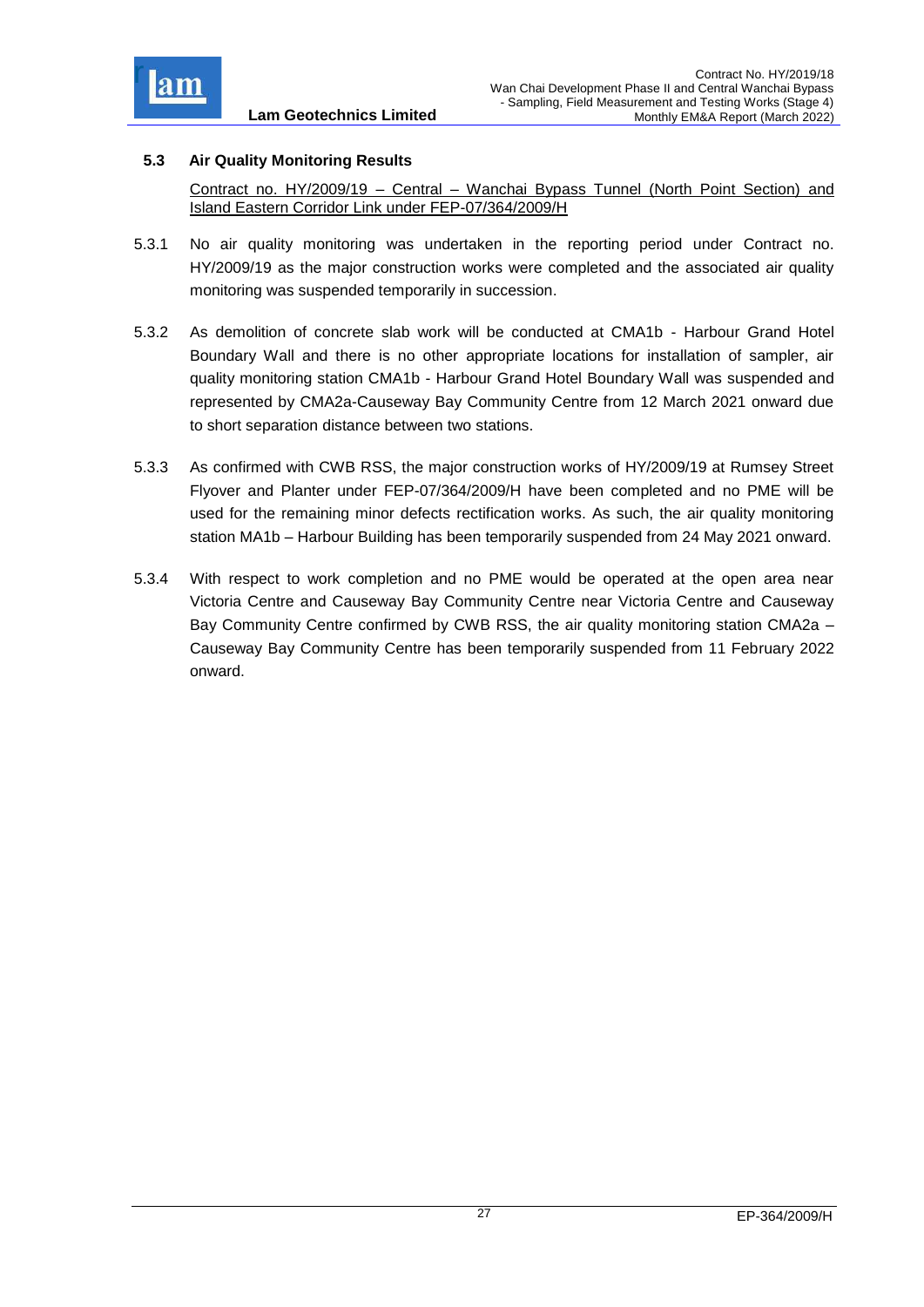## 5.3 Air Quality Monitoring Results

Contract no. HY/2009/19 – Central – Wanchai Bypass Tunnel (North Point Section) and Island Eastern Corridor Link under FEP-07/364/2009/H

5.3.1 No air quality monitoring was undertaken in the reporting period under Contract no. HY/2009/19 as the major construction works were completed and the associated air quality monitoring was suspended temporarily in succession.

5.3.2 As demolition of concrete slab work will be conducted at CMA1b - Harbour Grand Hotel Boundary Wall and there is no other appropriate locations for installation of sampler, air quality monitoring station CMA1b - Harbour Grand Hotel Boundary Wall was suspended and represented by CMA2a-Causeway Bay Community Centre from 12 March 2021 onward due to short separation distance between two stations.

5.3.3 As confirmed with CWB RSS, the major construction works of HY/2009/19 at Rumsey Street Flyover and Planter under FEP-07/364/2009/H have been completed and no PME will be used for the remaining minor defects rectification works. As such, the air quality monitoring station MA1b – Harbour Building has been temporarily suspended from 24 May 2021 onward.

5.3.4 With respect to work completion and no PME would be operated at the open area near Victoria Centre and Causeway Bay Community Centre near Victoria Centre and Causeway Bay Community Centre confirmed by CWB RSS, the air quality monitoring station CMA2a – Causeway Bay Community Centre has been temporarily suspended from 11 February 2022 onward.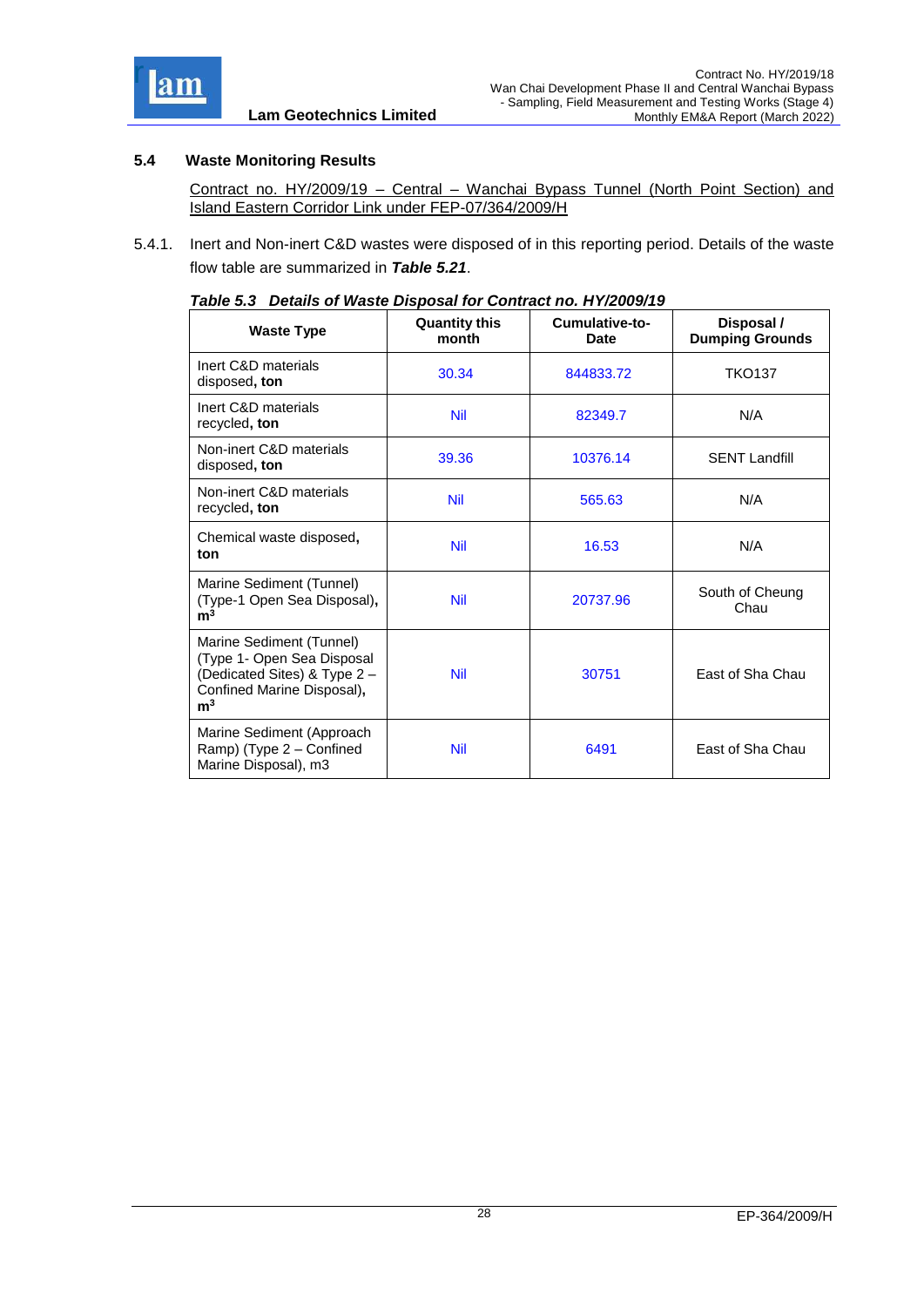### 5.4 Waste Monitoring Results

Contract no. HY/2009/19 – Central – Wanchai Bypass Tunnel (North Point Section) and Island Eastern Corridor Link under FEP-07/364/2009/H

5.4.1. Inert and Non-inert C&D wastes were disposed of in this reporting period. Details of the waste flow table are summarized in ***Table 5.21***.

***Table 5.3 Details of Waste Disposal for Contract no. HY/2009/19***

| Waste Type | Quantity this month | Cumulative-to-Date | Disposal / Dumping Grounds |
|---|---|---|---|
| Inert C&D materials disposed, **ton** | 30.34 | 844833.72 | TKO137 |
| Inert C&D materials recycled, **ton** | Nil | 82349.7 | N/A |
| Non-inert C&D materials disposed, **ton** | 39.36 | 10376.14 | SENT Landfill |
| Non-inert C&D materials recycled, **ton** | Nil | 565.63 | N/A |
| Chemical waste disposed, **ton** | Nil | 16.53 | N/A |
| Marine Sediment (Tunnel) (Type-1 Open Sea Disposal), **$m^3$** | Nil | 20737.96 | South of Cheung Chau |
| Marine Sediment (Tunnel) (Type 1- Open Sea Disposal (Dedicated Sites) & Type 2 – Confined Marine Disposal), **$m^3$** | Nil | 30751 | East of Sha Chau |
| Marine Sediment (Approach Ramp) (Type 2 – Confined Marine Disposal), m3 | Nil | 6491 | East of Sha Chau |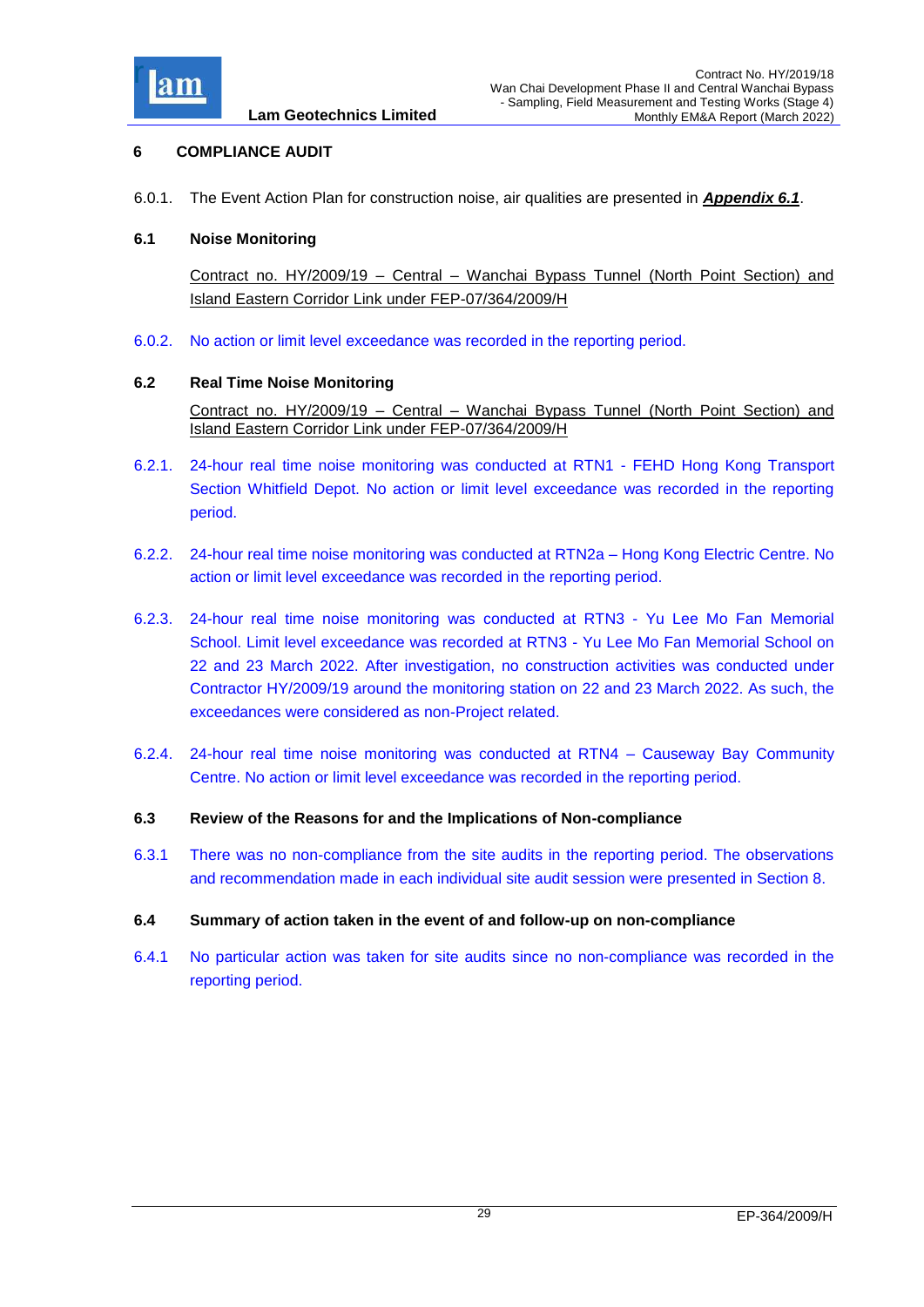# 6 COMPLIANCE AUDIT

6.0.1. The Event Action Plan for construction noise, air qualities are presented in ***Appendix 6.1***.

## 6.1 Noise Monitoring

Contract no. HY/2009/19 – Central – Wanchai Bypass Tunnel (North Point Section) and Island Eastern Corridor Link under FEP-07/364/2009/H

6.0.2. No action or limit level exceedance was recorded in the reporting period.

## 6.2 Real Time Noise Monitoring

Contract no. HY/2009/19 – Central – Wanchai Bypass Tunnel (North Point Section) and Island Eastern Corridor Link under FEP-07/364/2009/H

6.2.1. 24-hour real time noise monitoring was conducted at RTN1 - FEHD Hong Kong Transport Section Whitfield Depot. No action or limit level exceedance was recorded in the reporting period.

6.2.2. 24-hour real time noise monitoring was conducted at RTN2a – Hong Kong Electric Centre. No action or limit level exceedance was recorded in the reporting period.

6.2.3. 24-hour real time noise monitoring was conducted at RTN3 - Yu Lee Mo Fan Memorial School. Limit level exceedance was recorded at RTN3 - Yu Lee Mo Fan Memorial School on 22 and 23 March 2022. After investigation, no construction activities was conducted under Contractor HY/2009/19 around the monitoring station on 22 and 23 March 2022. As such, the exceedances were considered as non-Project related.

6.2.4. 24-hour real time noise monitoring was conducted at RTN4 – Causeway Bay Community Centre. No action or limit level exceedance was recorded in the reporting period.

## 6.3 Review of the Reasons for and the Implications of Non-compliance

6.3.1 There was no non-compliance from the site audits in the reporting period. The observations and recommendation made in each individual site audit session were presented in Section 8.

## 6.4 Summary of action taken in the event of and follow-up on non-compliance

6.4.1 No particular action was taken for site audits since no non-compliance was recorded in the reporting period.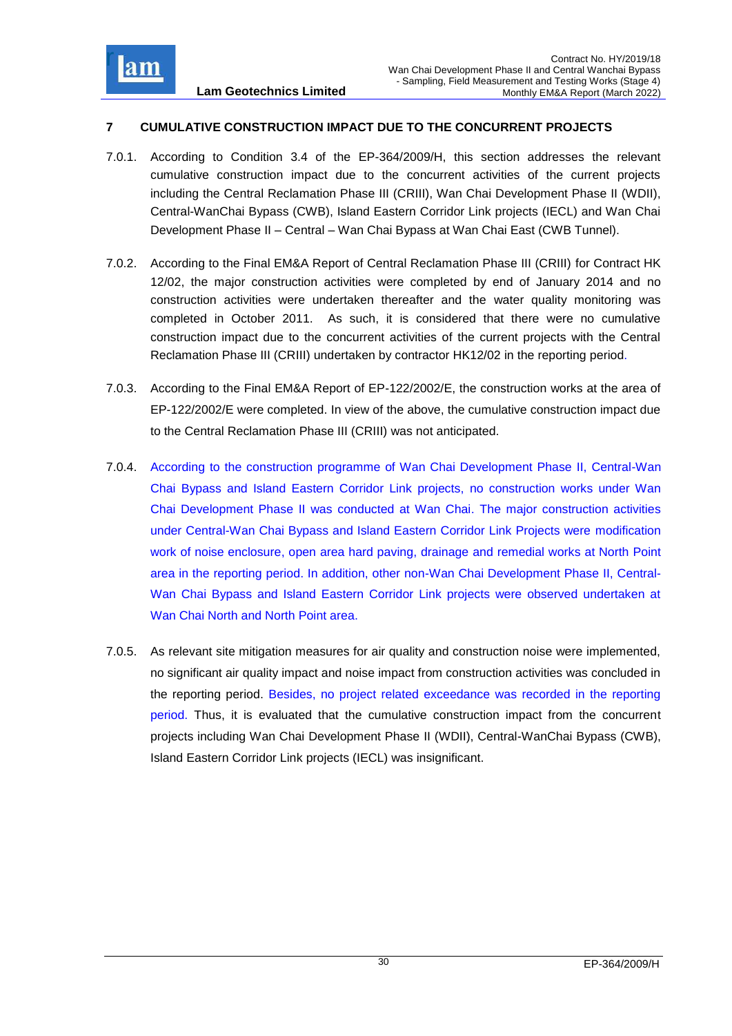## 7 CUMULATIVE CONSTRUCTION IMPACT DUE TO THE CONCURRENT PROJECTS

7.0.1. According to Condition 3.4 of the EP-364/2009/H, this section addresses the relevant cumulative construction impact due to the concurrent activities of the current projects including the Central Reclamation Phase III (CRIII), Wan Chai Development Phase II (WDII), Central-WanChai Bypass (CWB), Island Eastern Corridor Link projects (IECL) and Wan Chai Development Phase II – Central – Wan Chai Bypass at Wan Chai East (CWB Tunnel).

7.0.2. According to the Final EM&A Report of Central Reclamation Phase III (CRIII) for Contract HK 12/02, the major construction activities were completed by end of January 2014 and no construction activities were undertaken thereafter and the water quality monitoring was completed in October 2011. As such, it is considered that there were no cumulative construction impact due to the concurrent activities of the current projects with the Central Reclamation Phase III (CRIII) undertaken by contractor HK12/02 in the reporting period.

7.0.3. According to the Final EM&A Report of EP-122/2002/E, the construction works at the area of EP-122/2002/E were completed. In view of the above, the cumulative construction impact due to the Central Reclamation Phase III (CRIII) was not anticipated.

7.0.4. According to the construction programme of Wan Chai Development Phase II, Central-Wan Chai Bypass and Island Eastern Corridor Link projects, no construction works under Wan Chai Development Phase II was conducted at Wan Chai. The major construction activities under Central-Wan Chai Bypass and Island Eastern Corridor Link Projects were modification work of noise enclosure, open area hard paving, drainage and remedial works at North Point area in the reporting period. In addition, other non-Wan Chai Development Phase II, Central-Wan Chai Bypass and Island Eastern Corridor Link projects were observed undertaken at Wan Chai North and North Point area.

7.0.5. As relevant site mitigation measures for air quality and construction noise were implemented, no significant air quality impact and noise impact from construction activities was concluded in the reporting period. Besides, no project related exceedance was recorded in the reporting period. Thus, it is evaluated that the cumulative construction impact from the concurrent projects including Wan Chai Development Phase II (WDII), Central-WanChai Bypass (CWB), Island Eastern Corridor Link projects (IECL) was insignificant.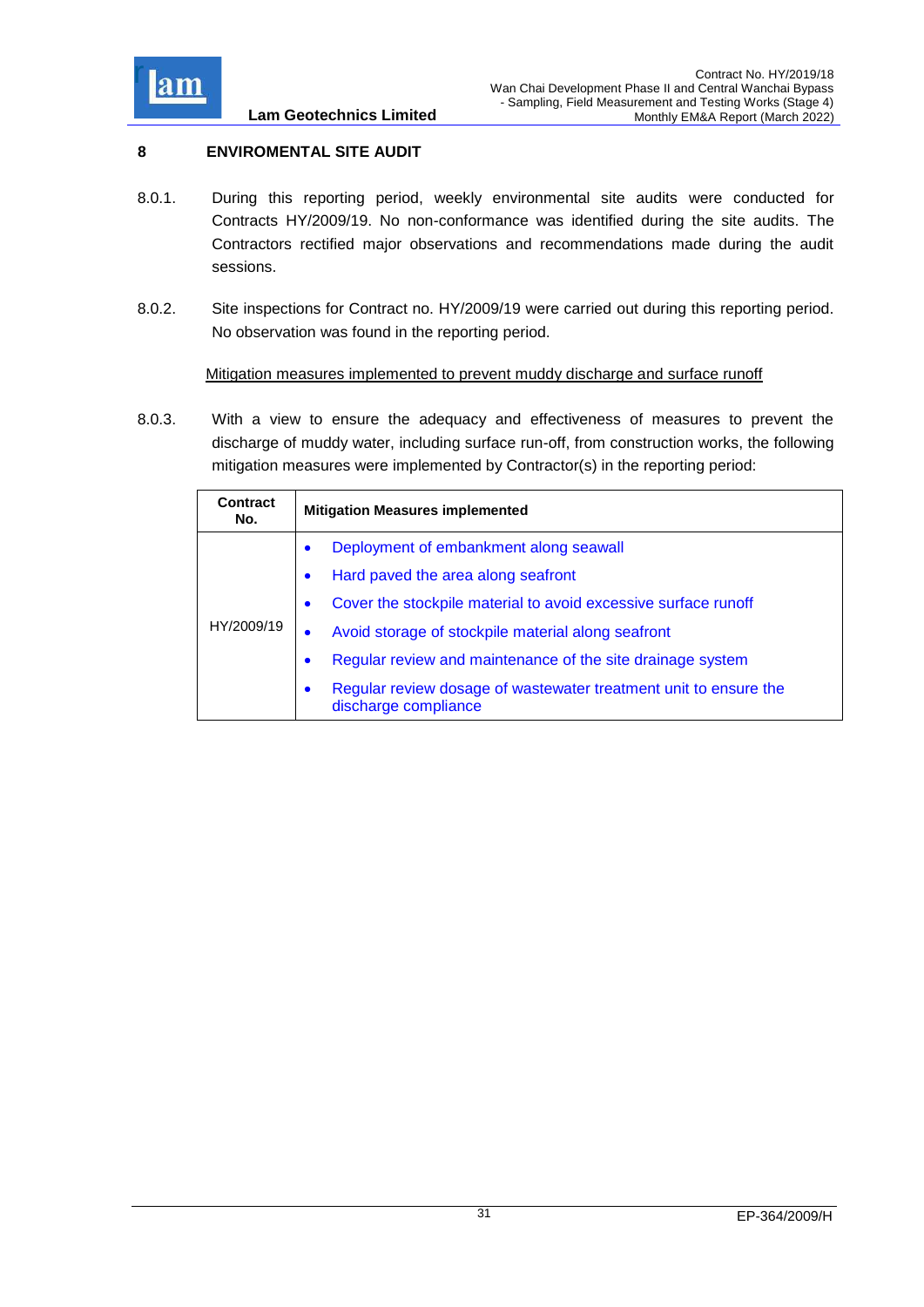# 8 ENVIROMENTAL SITE AUDIT

8.0.1. During this reporting period, weekly environmental site audits were conducted for Contracts HY/2009/19. No non-conformance was identified during the site audits. The Contractors rectified major observations and recommendations made during the audit sessions.

8.0.2. Site inspections for Contract no. HY/2009/19 were carried out during this reporting period. No observation was found in the reporting period.

<u>Mitigation measures implemented to prevent muddy discharge and surface runoff</u>

8.0.3. With a view to ensure the adequacy and effectiveness of measures to prevent the discharge of muddy water, including surface run-off, from construction works, the following mitigation measures were implemented by Contractor(s) in the reporting period:

| Contract No. | Mitigation Measures implemented |
|---|---|
| HY/2009/19 | • Deployment of embankment along seawall<br>• Hard paved the area along seafront<br>• Cover the stockpile material to avoid excessive surface runoff<br>• Avoid storage of stockpile material along seafront<br>• Regular review and maintenance of the site drainage system<br>• Regular review dosage of wastewater treatment unit to ensure the discharge compliance |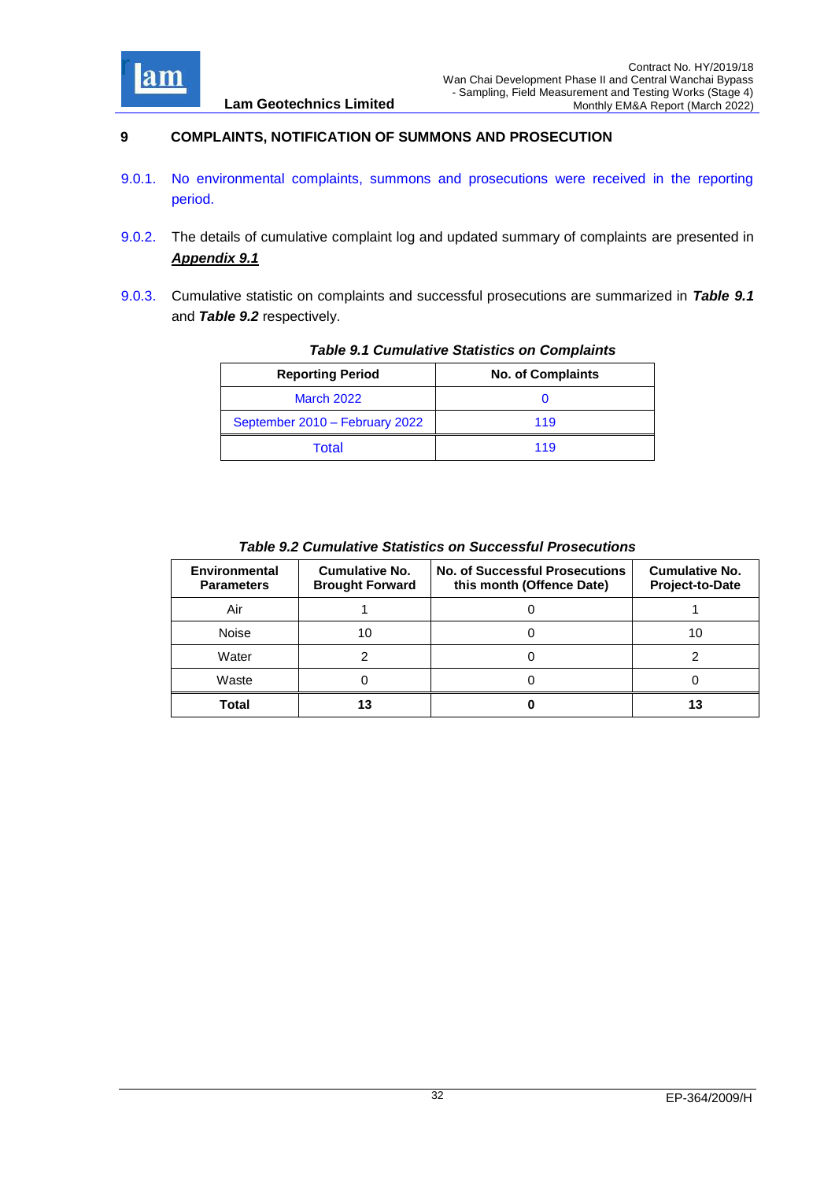# 9 COMPLAINTS, NOTIFICATION OF SUMMONS AND PROSECUTION

9.0.1. No environmental complaints, summons and prosecutions were received in the reporting period.

9.0.2. The details of cumulative complaint log and updated summary of complaints are presented in ***Appendix 9.1***

9.0.3. Cumulative statistic on complaints and successful prosecutions are summarized in ***Table 9.1*** and ***Table 9.2*** respectively.

***Table 9.1 Cumulative Statistics on Complaints***

| Reporting Period | No. of Complaints |
|---|---|
| March 2022 | 0 |
| September 2010 – February 2022 | 119 |
| Total | 119 |

***Table 9.2 Cumulative Statistics on Successful Prosecutions***

| Environmental Parameters | Cumulative No. Brought Forward | No. of Successful Prosecutions this month (Offence Date) | Cumulative No. Project-to-Date |
|---|---|---|---|
| Air | 1 | 0 | 1 |
| Noise | 10 | 0 | 10 |
| Water | 2 | 0 | 2 |
| Waste | 0 | 0 | 0 |
| **Total** | **13** | **0** | **13** |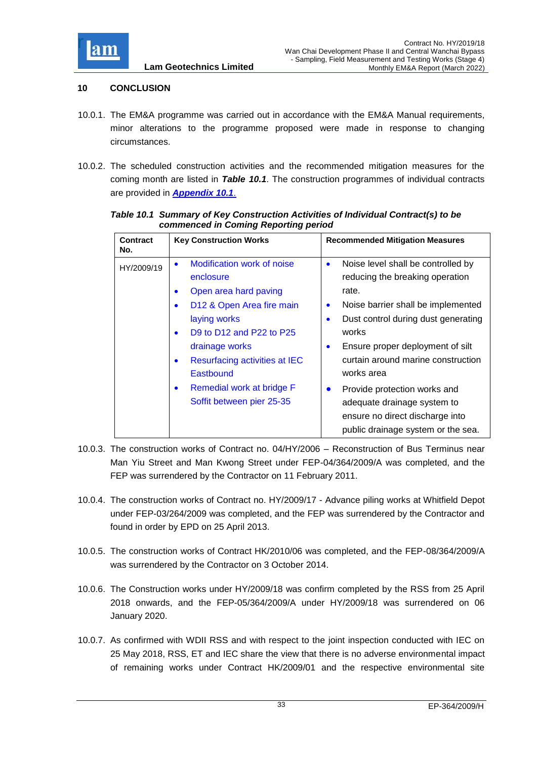## 10 CONCLUSION

10.0.1. The EM&A programme was carried out in accordance with the EM&A Manual requirements, minor alterations to the programme proposed were made in response to changing circumstances.

10.0.2. The scheduled construction activities and the recommended mitigation measures for the coming month are listed in ***Table 10.1***. The construction programmes of individual contracts are provided in ***Appendix 10.1***.

***Table 10.1 Summary of Key Construction Activities of Individual Contract(s) to be commenced in Coming Reporting period***

| Contract No. | Key Construction Works | Recommended Mitigation Measures |
|---|---|---|
| HY/2009/19 | • Modification work of noise enclosure<br>• Open area hard paving<br>• D12 & Open Area fire main laying works<br>• D9 to D12 and P22 to P25 drainage works<br>• Resurfacing activities at IEC Eastbound<br>• Remedial work at bridge F Soffit between pier 25-35 | • Noise level shall be controlled by reducing the breaking operation rate.<br>• Noise barrier shall be implemented<br>• Dust control during dust generating works<br>• Ensure proper deployment of silt curtain around marine construction works area<br>• Provide protection works and adequate drainage system to ensure no direct discharge into public drainage system or the sea. |

10.0.3. The construction works of Contract no. 04/HY/2006 – Reconstruction of Bus Terminus near Man Yiu Street and Man Kwong Street under FEP-04/364/2009/A was completed, and the FEP was surrendered by the Contractor on 11 February 2011.

10.0.4. The construction works of Contract no. HY/2009/17 - Advance piling works at Whitfield Depot under FEP-03/264/2009 was completed, and the FEP was surrendered by the Contractor and found in order by EPD on 25 April 2013.

10.0.5. The construction works of Contract HK/2010/06 was completed, and the FEP-08/364/2009/A was surrendered by the Contractor on 3 October 2014.

10.0.6. The Construction works under HY/2009/18 was confirm completed by the RSS from 25 April 2018 onwards, and the FEP-05/364/2009/A under HY/2009/18 was surrendered on 06 January 2020.

10.0.7. As confirmed with WDII RSS and with respect to the joint inspection conducted with IEC on 25 May 2018, RSS, ET and IEC share the view that there is no adverse environmental impact of remaining works under Contract HK/2009/01 and the respective environmental site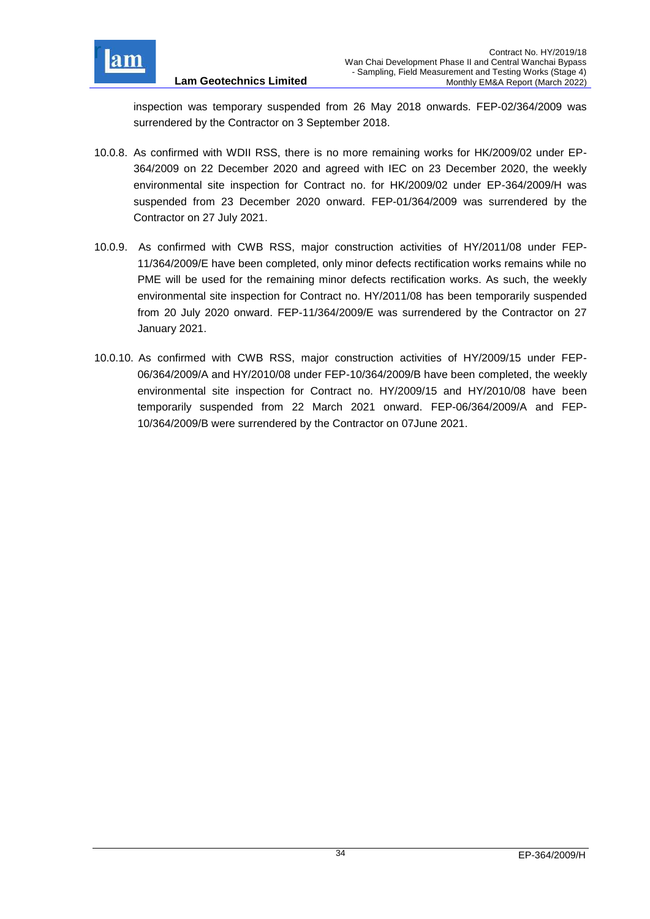inspection was temporary suspended from 26 May 2018 onwards. FEP-02/364/2009 was surrendered by the Contractor on 3 September 2018.

10.0.8. As confirmed with WDII RSS, there is no more remaining works for HK/2009/02 under EP-364/2009 on 22 December 2020 and agreed with IEC on 23 December 2020, the weekly environmental site inspection for Contract no. for HK/2009/02 under EP-364/2009/H was suspended from 23 December 2020 onward. FEP-01/364/2009 was surrendered by the Contractor on 27 July 2021.

10.0.9. As confirmed with CWB RSS, major construction activities of HY/2011/08 under FEP-11/364/2009/E have been completed, only minor defects rectification works remains while no PME will be used for the remaining minor defects rectification works. As such, the weekly environmental site inspection for Contract no. HY/2011/08 has been temporarily suspended from 20 July 2020 onward. FEP-11/364/2009/E was surrendered by the Contractor on 27 January 2021.

10.0.10. As confirmed with CWB RSS, major construction activities of HY/2009/15 under FEP-06/364/2009/A and HY/2010/08 under FEP-10/364/2009/B have been completed, the weekly environmental site inspection for Contract no. HY/2009/15 and HY/2010/08 have been temporarily suspended from 22 March 2021 onward. FEP-06/364/2009/A and FEP-10/364/2009/B were surrendered by the Contractor on 07June 2021.